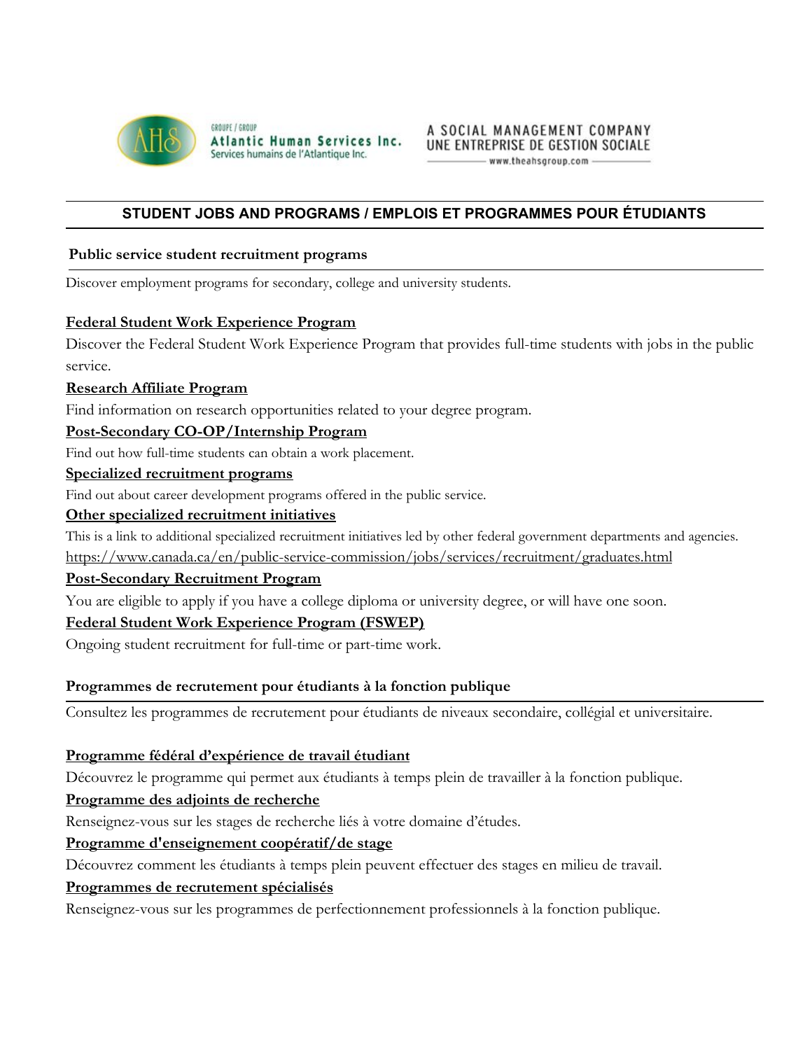Atlantic Human Services Inc.
Services humains de l'Atlantique Inc.
GROUPE / GROUP

A SOCIAL MANAGEMENT COMPANY
UNE ENTREPRISE DE GESTION SOCIALE
www.theahsgroup.com

## STUDENT JOBS AND PROGRAMS / EMPLOIS ET PROGRAMMES POUR ÉTUDIANTS

### Public service student recruitment programs

Discover employment programs for secondary, college and university students.

**Federal Student Work Experience Program**

Discover the Federal Student Work Experience Program that provides full-time students with jobs in the public service.

**Research Affiliate Program**

Find information on research opportunities related to your degree program.

**Post-Secondary CO-OP/Internship Program**

Find out how full-time students can obtain a work placement.

**Specialized recruitment programs**

Find out about career development programs offered in the public service.

**Other specialized recruitment initiatives**

This is a link to additional specialized recruitment initiatives led by other federal government departments and agencies.
https://www.canada.ca/en/public-service-commission/jobs/services/recruitment/graduates.html

**Post-Secondary Recruitment Program**

You are eligible to apply if you have a college diploma or university degree, or will have one soon.

**Federal Student Work Experience Program (FSWEP)**

Ongoing student recruitment for full-time or part-time work.

### Programmes de recrutement pour étudiants à la fonction publique

Consultez les programmes de recrutement pour étudiants de niveaux secondaire, collégial et universitaire.

**Programme fédéral d'expérience de travail étudiant**

Découvrez le programme qui permet aux étudiants à temps plein de travailler à la fonction publique.

**Programme des adjoints de recherche**

Renseignez-vous sur les stages de recherche liés à votre domaine d'études.

**Programme d'enseignement coopératif/de stage**

Découvrez comment les étudiants à temps plein peuvent effectuer des stages en milieu de travail.

**Programmes de recrutement spécialisés**

Renseignez-vous sur les programmes de perfectionnement professionnels à la fonction publique.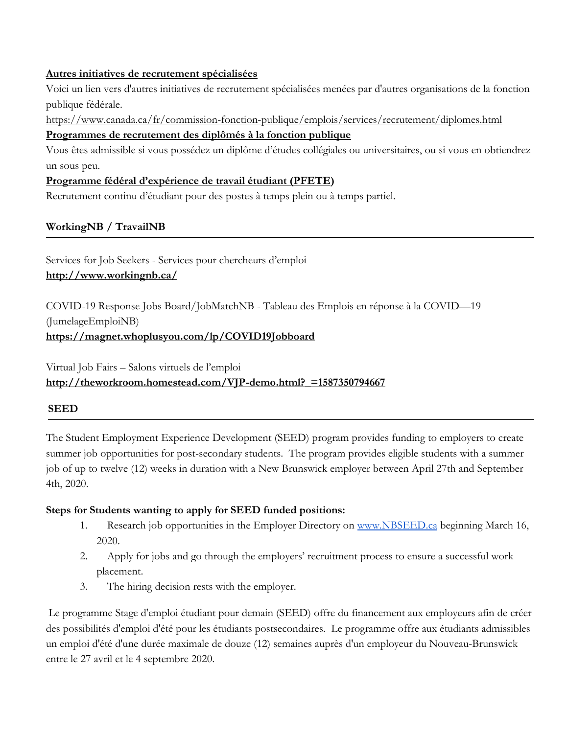**Autres initiatives de recrutement spécialisées**

Voici un lien vers d'autres initiatives de recrutement spécialisées menées par d'autres organisations de la fonction publique fédérale.

https://www.canada.ca/fr/commission-fonction-publique/emplois/services/recrutement/diplomes.html

**Programmes de recrutement des diplômés à la fonction publique**

Vous êtes admissible si vous possédez un diplôme d'études collégiales ou universitaires, ou si vous en obtiendrez un sous peu.

**Programme fédéral d'expérience de travail étudiant (PFETE)**

Recrutement continu d'étudiant pour des postes à temps plein ou à temps partiel.

## WorkingNB / TravailNB

Services for Job Seekers - Services pour chercheurs d'emploi

**http://www.workingnb.ca/**

COVID-19 Response Jobs Board/JobMatchNB - Tableau des Emplois en réponse à la COVID—19 (JumelageEmploiNB)

**https://magnet.whoplusyou.com/lp/COVID19Jobboard**

Virtual Job Fairs – Salons virtuels de l'emploi

**http://theworkroom.homestead.com/VJP-demo.html?_=1587350794667**

## SEED

The Student Employment Experience Development (SEED) program provides funding to employers to create summer job opportunities for post-secondary students. The program provides eligible students with a summer job of up to twelve (12) weeks in duration with a New Brunswick employer between April 27th and September 4th, 2020.

**Steps for Students wanting to apply for SEED funded positions:**

1. Research job opportunities in the Employer Directory on www.NBSEED.ca beginning March 16, 2020.
2. Apply for jobs and go through the employers' recruitment process to ensure a successful work placement.
3. The hiring decision rests with the employer.

Le programme Stage d'emploi étudiant pour demain (SEED) offre du financement aux employeurs afin de créer des possibilités d'emploi d'été pour les étudiants postsecondaires. Le programme offre aux étudiants admissibles un emploi d'été d'une durée maximale de douze (12) semaines auprès d'un employeur du Nouveau-Brunswick entre le 27 avril et le 4 septembre 2020.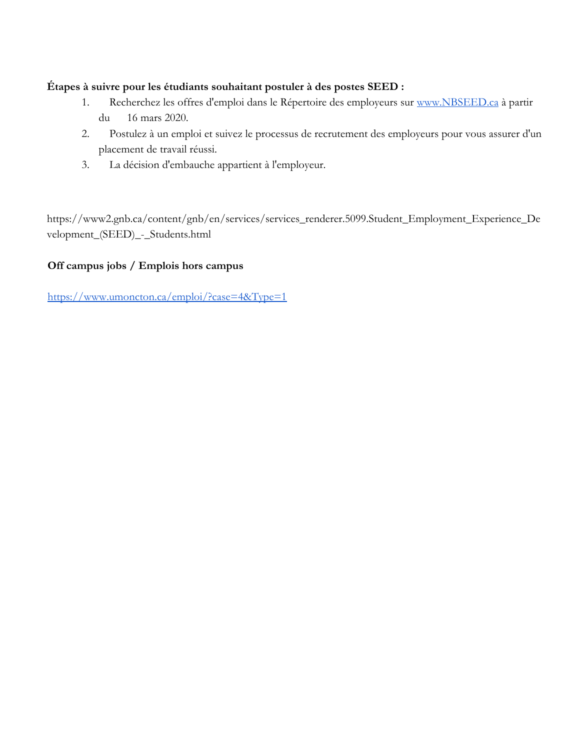**Étapes à suivre pour les étudiants souhaitant postuler à des postes SEED :**

1. Recherchez les offres d'emploi dans le Répertoire des employeurs sur [www.NBSEED.ca](http://www.NBSEED.ca) à partir du 16 mars 2020.
2. Postulez à un emploi et suivez le processus de recrutement des employeurs pour vous assurer d'un placement de travail réussi.
3. La décision d'embauche appartient à l'employeur.

https://www2.gnb.ca/content/gnb/en/services/services_renderer.5099.Student_Employment_Experience_Development_(SEED)_-_Students.html

**Off campus jobs / Emplois hors campus**

[https://www.umoncton.ca/emploi/?case=4&Type=1](https://www.umoncton.ca/emploi/?case=4&Type=1)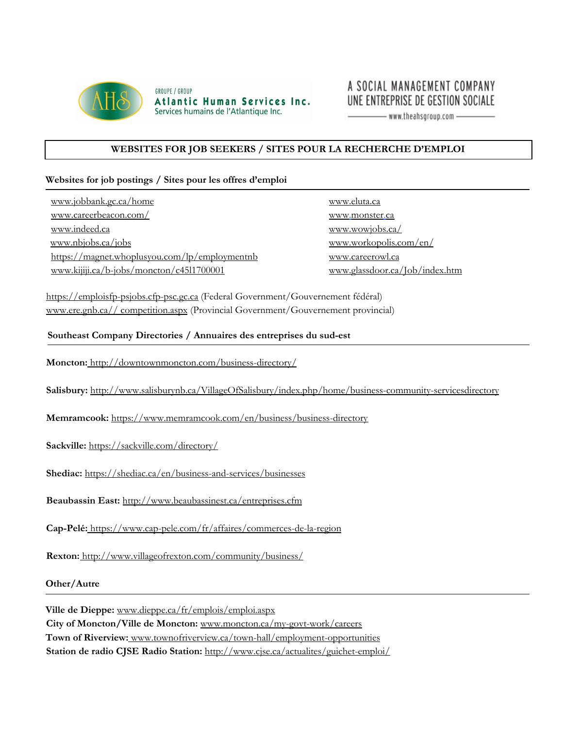GROUPE / GROUP
**Atlantic Human Services Inc.**
Services humains de l'Atlantique Inc.

A SOCIAL MANAGEMENT COMPANY
UNE ENTREPRISE DE GESTION SOCIALE
www.theahsgroup.com

## WEBSITES FOR JOB SEEKERS / SITES POUR LA RECHERCHE D'EMPLOI

### Websites for job postings / Sites pour les offres d'emploi

- www.jobbank.gc.ca/home
- www.careerbeacon.com/
- www.indeed.ca
- www.nbjobs.ca/jobs
- https://magnet.whoplusyou.com/lp/employmentnb
- www.kijiji.ca/b-jobs/moncton/c45l1700001
- www.eluta.ca
- www.monster.ca
- www.wowjobs.ca/
- www.workopolis.com/en/
- www.careerowl.ca
- www.glassdoor.ca/Job/index.htm

https://emploisfp-psjobs.cfp-psc.gc.ca (Federal Government/Gouvernement fédéral)
www.ere.gnb.ca// competition.aspx (Provincial Government/Gouvernement provincial)

### Southeast Company Directories / Annuaires des entreprises du sud-est

**Moncton:** http://downtownmoncton.com/business-directory/

**Salisbury:** http://www.salisburynb.ca/VillageOfSalisbury/index.php/home/business-community-servicesdirectory

**Memramcook:** https://www.memramcook.com/en/business/business-directory

**Sackville:** https://sackville.com/directory/

**Shediac:** https://shediac.ca/en/business-and-services/businesses

**Beaubassin East:** http://www.beaubassinest.ca/entreprises.cfm

**Cap-Pelé:** https://www.cap-pele.com/fr/affaires/commerces-de-la-region

**Rexton:** http://www.villageofrexton.com/community/business/

### Other/Autre

**Ville de Dieppe:** www.dieppe.ca/fr/emplois/emploi.aspx
**City of Moncton/Ville de Moncton:** www.moncton.ca/my-govt-work/careers
**Town of Riverview:** www.townofriverview.ca/town-hall/employment-opportunities
**Station de radio CJSE Radio Station:** http://www.cjse.ca/actualites/guichet-emploi/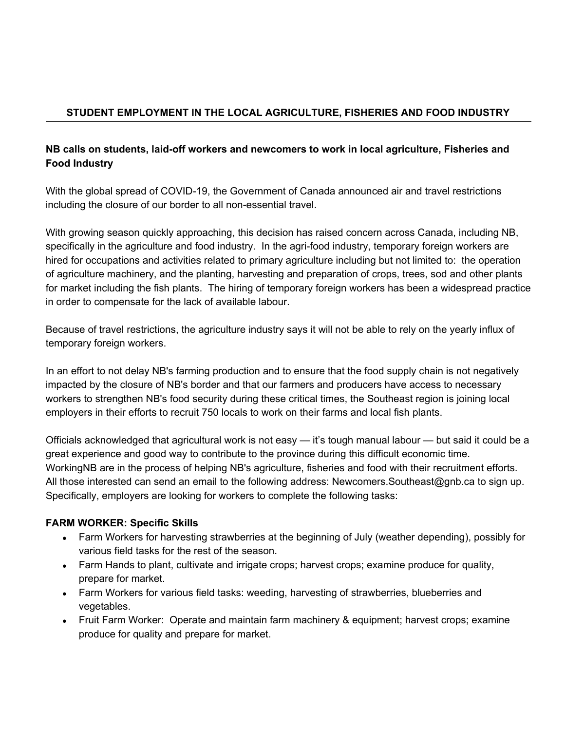## STUDENT EMPLOYMENT IN THE LOCAL AGRICULTURE, FISHERIES AND FOOD INDUSTRY

**NB calls on students, laid-off workers and newcomers to work in local agriculture, Fisheries and Food Industry**

With the global spread of COVID-19, the Government of Canada announced air and travel restrictions including the closure of our border to all non-essential travel.

With growing season quickly approaching, this decision has raised concern across Canada, including NB, specifically in the agriculture and food industry. In the agri-food industry, temporary foreign workers are hired for occupations and activities related to primary agriculture including but not limited to: the operation of agriculture machinery, and the planting, harvesting and preparation of crops, trees, sod and other plants for market including the fish plants. The hiring of temporary foreign workers has been a widespread practice in order to compensate for the lack of available labour.

Because of travel restrictions, the agriculture industry says it will not be able to rely on the yearly influx of temporary foreign workers.

In an effort to not delay NB's farming production and to ensure that the food supply chain is not negatively impacted by the closure of NB's border and that our farmers and producers have access to necessary workers to strengthen NB's food security during these critical times, the Southeast region is joining local employers in their efforts to recruit 750 locals to work on their farms and local fish plants.

Officials acknowledged that agricultural work is not easy — it's tough manual labour — but said it could be a great experience and good way to contribute to the province during this difficult economic time. WorkingNB are in the process of helping NB's agriculture, fisheries and food with their recruitment efforts. All those interested can send an email to the following address: Newcomers.Southeast@gnb.ca to sign up. Specifically, employers are looking for workers to complete the following tasks:

**FARM WORKER: Specific Skills**

- Farm Workers for harvesting strawberries at the beginning of July (weather depending), possibly for various field tasks for the rest of the season.
- Farm Hands to plant, cultivate and irrigate crops; harvest crops; examine produce for quality, prepare for market.
- Farm Workers for various field tasks: weeding, harvesting of strawberries, blueberries and vegetables.
- Fruit Farm Worker: Operate and maintain farm machinery & equipment; harvest crops; examine produce for quality and prepare for market.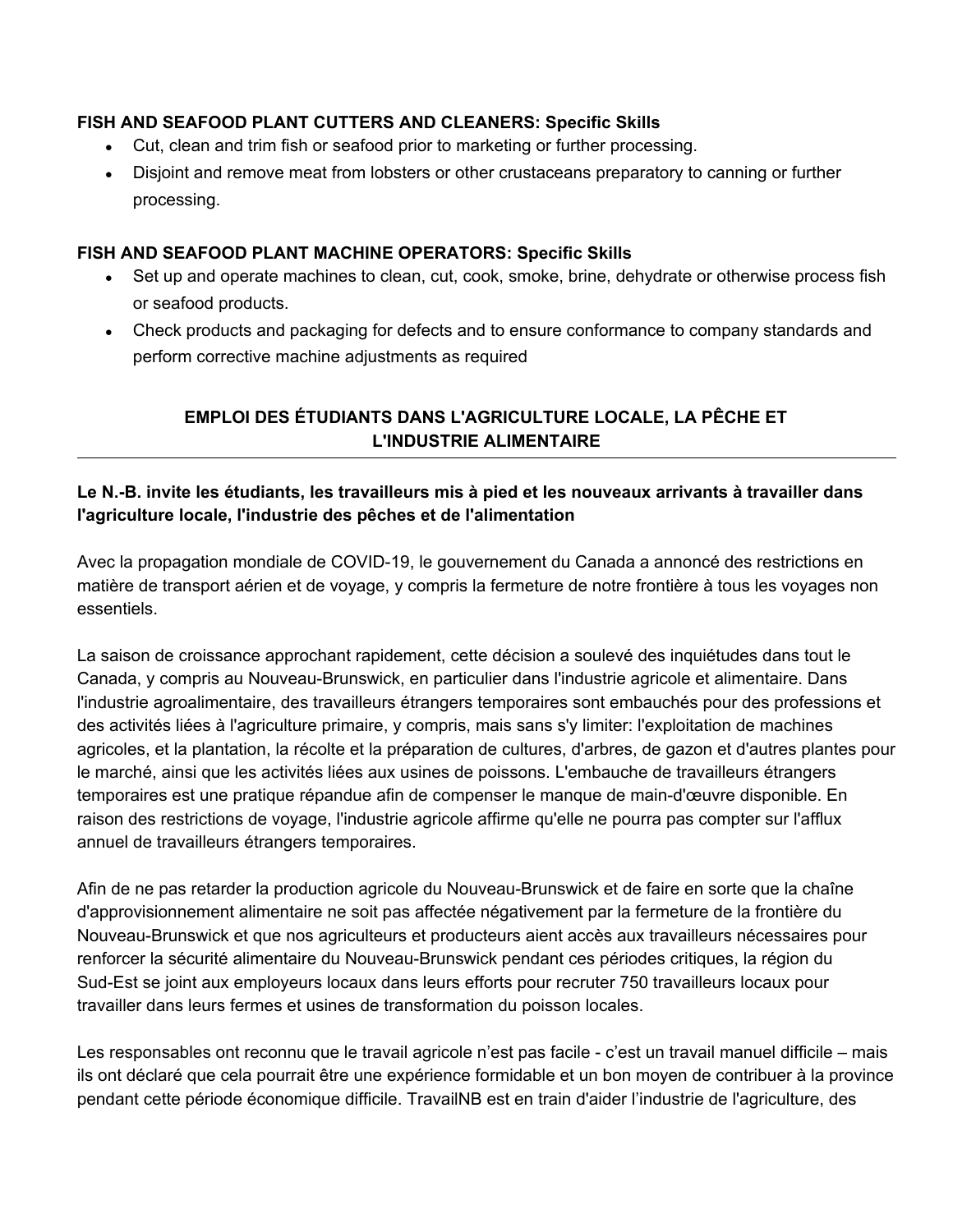**FISH AND SEAFOOD PLANT CUTTERS AND CLEANERS: Specific Skills**

- Cut, clean and trim fish or seafood prior to marketing or further processing.
- Disjoint and remove meat from lobsters or other crustaceans preparatory to canning or further processing.

**FISH AND SEAFOOD PLANT MACHINE OPERATORS: Specific Skills**

- Set up and operate machines to clean, cut, cook, smoke, brine, dehydrate or otherwise process fish or seafood products.
- Check products and packaging for defects and to ensure conformance to company standards and perform corrective machine adjustments as required

## EMPLOI DES ÉTUDIANTS DANS L'AGRICULTURE LOCALE, LA PÊCHE ET L'INDUSTRIE ALIMENTAIRE

---

**Le N.-B. invite les étudiants, les travailleurs mis à pied et les nouveaux arrivants à travailler dans l'agriculture locale, l'industrie des pêches et de l'alimentation**

Avec la propagation mondiale de COVID-19, le gouvernement du Canada a annoncé des restrictions en matière de transport aérien et de voyage, y compris la fermeture de notre frontière à tous les voyages non essentiels.

La saison de croissance approchant rapidement, cette décision a soulevé des inquiétudes dans tout le Canada, y compris au Nouveau-Brunswick, en particulier dans l'industrie agricole et alimentaire. Dans l'industrie agroalimentaire, des travailleurs étrangers temporaires sont embauchés pour des professions et des activités liées à l'agriculture primaire, y compris, mais sans s'y limiter: l'exploitation de machines agricoles, et la plantation, la récolte et la préparation de cultures, d'arbres, de gazon et d'autres plantes pour le marché, ainsi que les activités liées aux usines de poissons. L'embauche de travailleurs étrangers temporaires est une pratique répandue afin de compenser le manque de main-d'œuvre disponible. En raison des restrictions de voyage, l'industrie agricole affirme qu'elle ne pourra pas compter sur l'afflux annuel de travailleurs étrangers temporaires.

Afin de ne pas retarder la production agricole du Nouveau-Brunswick et de faire en sorte que la chaîne d'approvisionnement alimentaire ne soit pas affectée négativement par la fermeture de la frontière du Nouveau-Brunswick et que nos agriculteurs et producteurs aient accès aux travailleurs nécessaires pour renforcer la sécurité alimentaire du Nouveau-Brunswick pendant ces périodes critiques, la région du Sud-Est se joint aux employeurs locaux dans leurs efforts pour recruter 750 travailleurs locaux pour travailler dans leurs fermes et usines de transformation du poisson locales.

Les responsables ont reconnu que le travail agricole n'est pas facile - c'est un travail manuel difficile – mais ils ont déclaré que cela pourrait être une expérience formidable et un bon moyen de contribuer à la province pendant cette période économique difficile. TravailNB est en train d'aider l'industrie de l'agriculture, des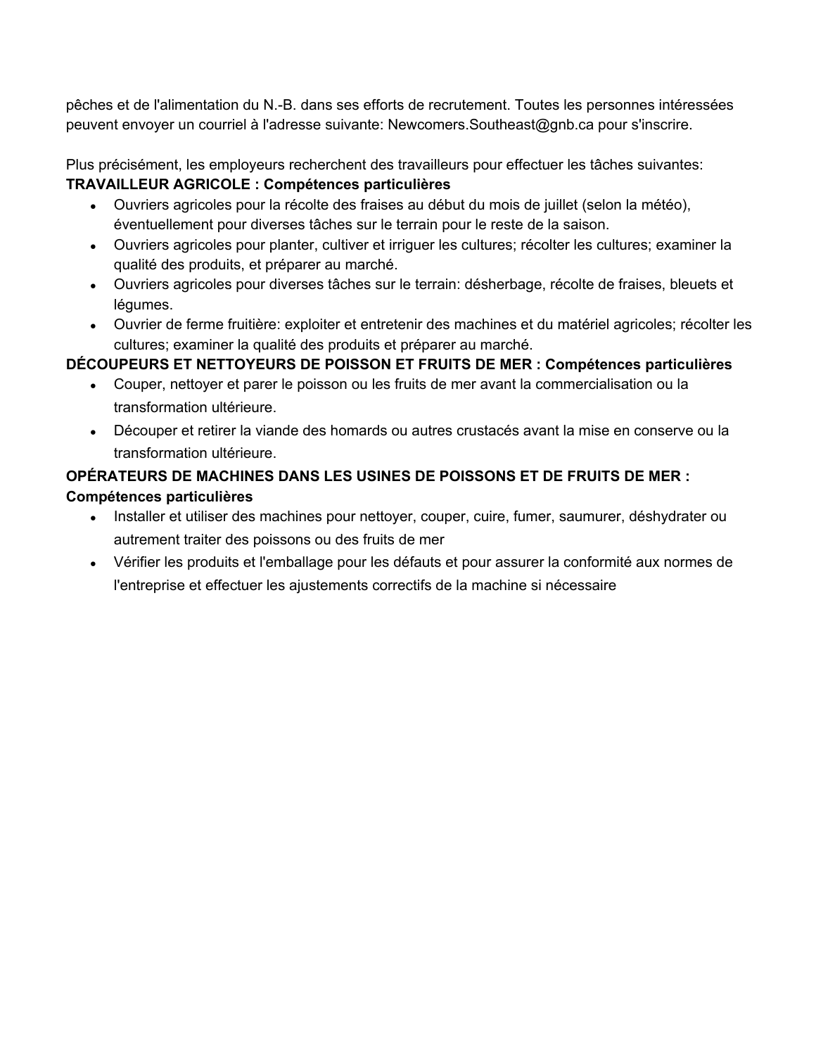pêches et de l'alimentation du N.-B. dans ses efforts de recrutement. Toutes les personnes intéressées peuvent envoyer un courriel à l'adresse suivante: Newcomers.Southeast@gnb.ca pour s'inscrire.

Plus précisément, les employeurs recherchent des travailleurs pour effectuer les tâches suivantes:

**TRAVAILLEUR AGRICOLE : Compétences particulières**

- Ouvriers agricoles pour la récolte des fraises au début du mois de juillet (selon la météo), éventuellement pour diverses tâches sur le terrain pour le reste de la saison.
- Ouvriers agricoles pour planter, cultiver et irriguer les cultures; récolter les cultures; examiner la qualité des produits, et préparer au marché.
- Ouvriers agricoles pour diverses tâches sur le terrain: désherbage, récolte de fraises, bleuets et légumes.
- Ouvrier de ferme fruitière: exploiter et entretenir des machines et du matériel agricoles; récolter les cultures; examiner la qualité des produits et préparer au marché.

**DÉCOUPEURS ET NETTOYEURS DE POISSON ET FRUITS DE MER : Compétences particulières**

- Couper, nettoyer et parer le poisson ou les fruits de mer avant la commercialisation ou la transformation ultérieure.
- Découper et retirer la viande des homards ou autres crustacés avant la mise en conserve ou la transformation ultérieure.

**OPÉRATEURS DE MACHINES DANS LES USINES DE POISSONS ET DE FRUITS DE MER : Compétences particulières**

- Installer et utiliser des machines pour nettoyer, couper, cuire, fumer, saumurer, déshydrater ou autrement traiter des poissons ou des fruits de mer
- Vérifier les produits et l'emballage pour les défauts et pour assurer la conformité aux normes de l'entreprise et effectuer les ajustements correctifs de la machine si nécessaire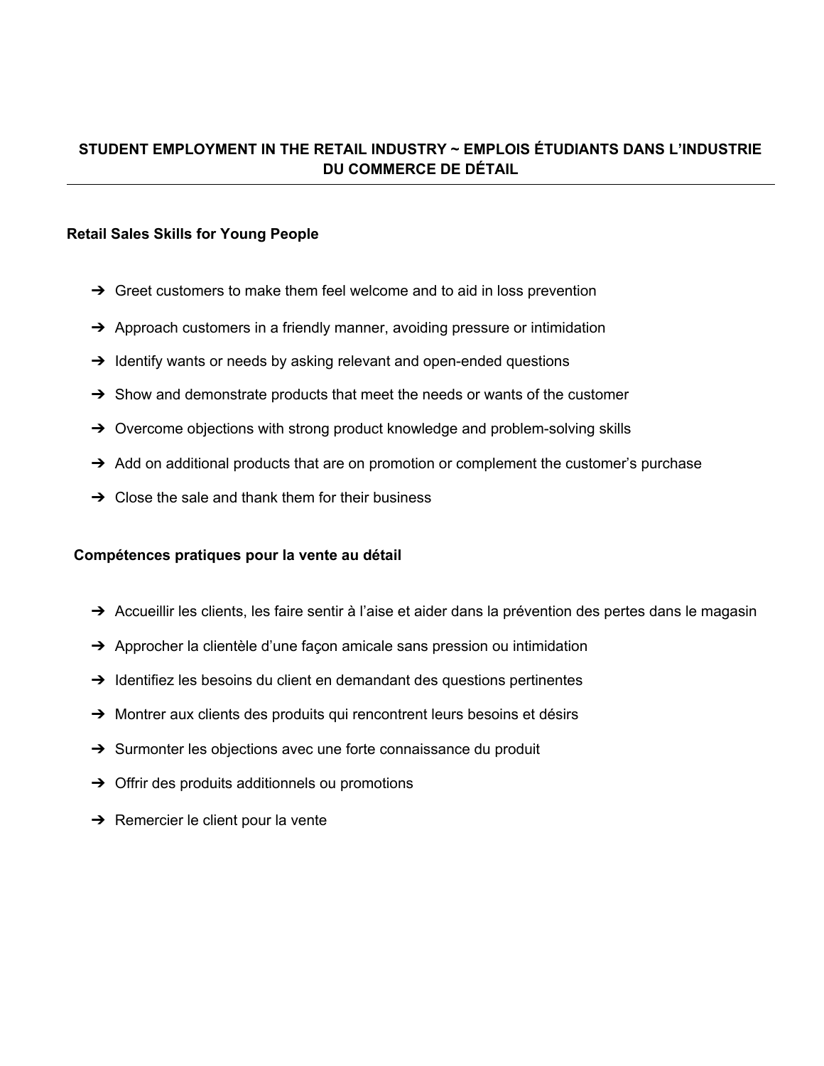## STUDENT EMPLOYMENT IN THE RETAIL INDUSTRY ~ EMPLOIS ÉTUDIANTS DANS L'INDUSTRIE DU COMMERCE DE DÉTAIL

### Retail Sales Skills for Young People

- ➔ Greet customers to make them feel welcome and to aid in loss prevention
- ➔ Approach customers in a friendly manner, avoiding pressure or intimidation
- ➔ Identify wants or needs by asking relevant and open-ended questions
- ➔ Show and demonstrate products that meet the needs or wants of the customer
- ➔ Overcome objections with strong product knowledge and problem-solving skills
- ➔ Add on additional products that are on promotion or complement the customer's purchase
- ➔ Close the sale and thank them for their business

### Compétences pratiques pour la vente au détail

- ➔ Accueillir les clients, les faire sentir à l'aise et aider dans la prévention des pertes dans le magasin
- ➔ Approcher la clientèle d'une façon amicale sans pression ou intimidation
- ➔ Identifiez les besoins du client en demandant des questions pertinentes
- ➔ Montrer aux clients des produits qui rencontrent leurs besoins et désirs
- ➔ Surmonter les objections avec une forte connaissance du produit
- ➔ Offrir des produits additionnels ou promotions
- ➔ Remercier le client pour la vente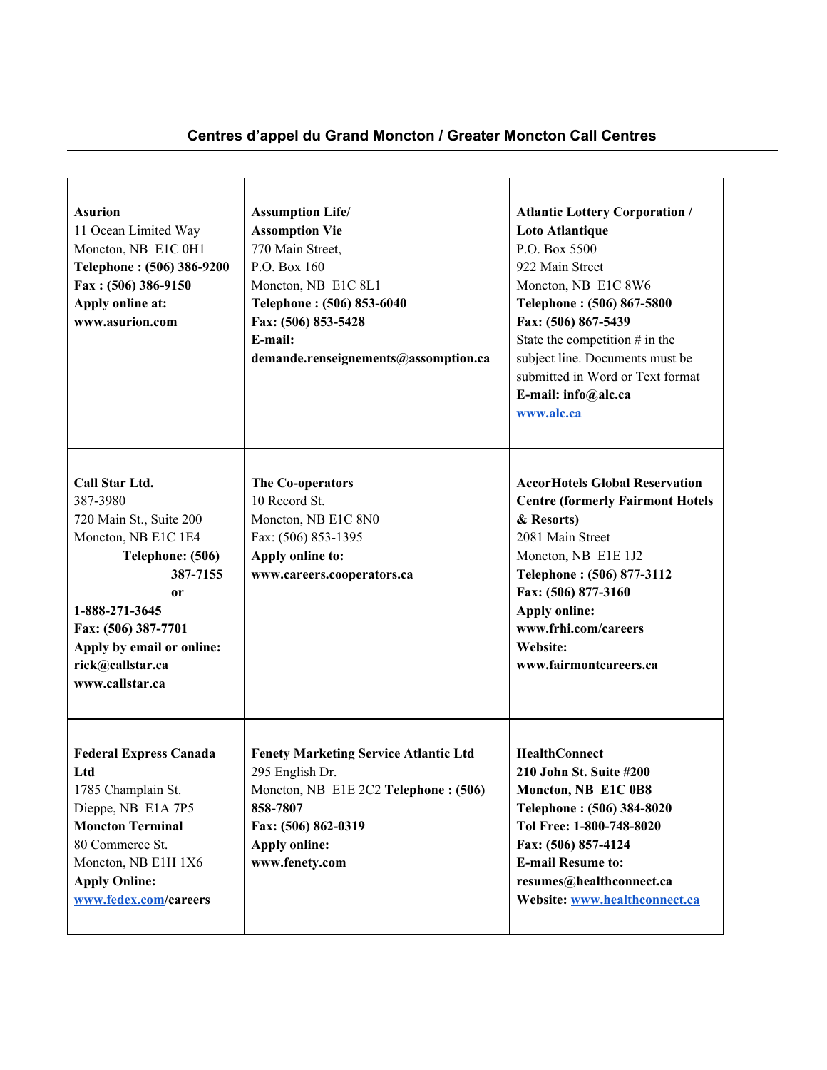## Centres d'appel du Grand Moncton / Greater Moncton Call Centres

| | | |
|---|---|---|
| **Asurion**<br>11 Ocean Limited Way<br>Moncton, NB  E1C 0H1<br>**Telephone : (506) 386-9200**<br>**Fax : (506) 386-9150**<br>**Apply online at:**<br>**www.asurion.com** | **Assumption Life/**<br>**Assomption Vie**<br>770 Main Street,<br>P.O. Box 160<br>Moncton, NB  E1C 8L1<br>**Telephone : (506) 853-6040**<br>**Fax: (506) 853-5428**<br>**E-mail:**<br>**demande.renseignements@assomption.ca** | **Atlantic Lottery Corporation /**<br>**Loto Atlantique**<br>P.O. Box 5500<br>922 Main Street<br>Moncton, NB  E1C 8W6<br>**Telephone : (506) 867-5800**<br>**Fax: (506) 867-5439**<br>State the competition # in the subject line. Documents must be submitted in Word or Text format<br>**E-mail: info@alc.ca**<br>**www.alc.ca** |
| **Call Star Ltd.**<br>387-3980<br>720 Main St., Suite 200<br>Moncton, NB E1C 1E4<br>**Telephone: (506) 387-7155**<br>**or**<br>**1-888-271-3645**<br>**Fax: (506) 387-7701**<br>**Apply by email or online:**<br>**rick@callstar.ca**<br>**www.callstar.ca** | **The Co-operators**<br>10 Record St.<br>Moncton, NB E1C 8N0<br>Fax: (506) 853-1395<br>**Apply online to:**<br>**www.careers.cooperators.ca** | **AccorHotels Global Reservation Centre (formerly Fairmont Hotels & Resorts)**<br>2081 Main Street<br>Moncton, NB  E1E 1J2<br>**Telephone : (506) 877-3112**<br>**Fax: (506) 877-3160**<br>**Apply online:**<br>**www.frhi.com/careers**<br>**Website:**<br>**www.fairmontcareers.ca** |
| **Federal Express Canada Ltd**<br>1785 Champlain St.<br>Dieppe, NB  E1A 7P5<br>**Moncton Terminal**<br>80 Commerce St.<br>Moncton, NB E1H 1X6<br>**Apply Online:**<br>**www.fedex.com/careers** | **Fenety Marketing Service Atlantic Ltd**<br>295 English Dr.<br>Moncton, NB  E1E 2C2 **Telephone : (506) 858-7807**<br>**Fax: (506) 862-0319**<br>**Apply online:**<br>**www.fenety.com** | **HealthConnect**<br>**210 John St. Suite #200**<br>**Moncton, NB  E1C 0B8**<br>**Telephone : (506) 384-8020**<br>**Tol Free: 1-800-748-8020**<br>**Fax: (506) 857-4124**<br>**E-mail Resume to:**<br>**resumes@healthconnect.ca**<br>**Website: www.healthconnect.ca** |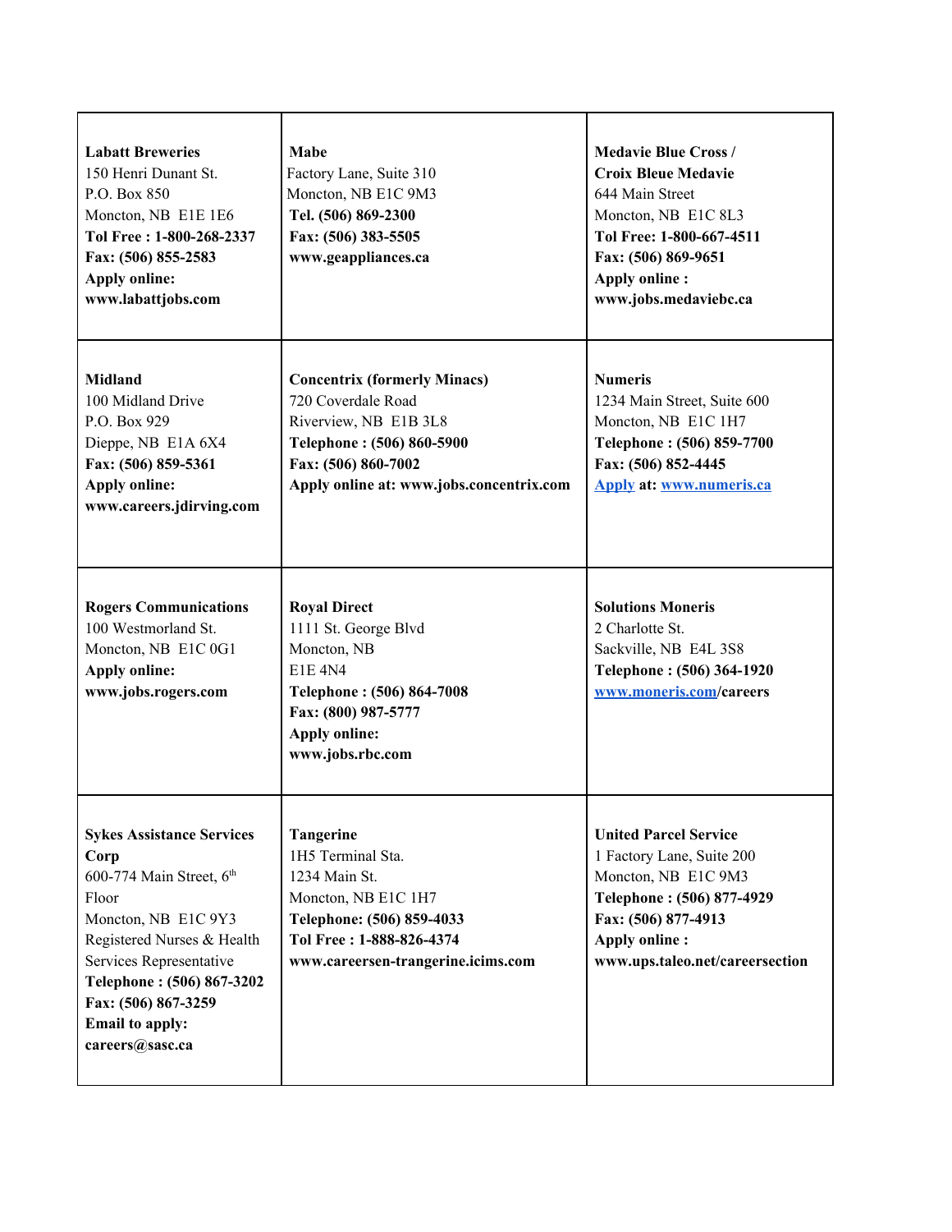| | | |
|---|---|---|
| **Labatt Breweries**<br>150 Henri Dunant St.<br>P.O. Box 850<br>Moncton, NB E1E 1E6<br>**Tol Free : 1-800-268-2337**<br>**Fax: (506) 855-2583**<br>**Apply online:**<br>**www.labattjobs.com** | **Mabe**<br>Factory Lane, Suite 310<br>Moncton, NB E1C 9M3<br>**Tel. (506) 869-2300**<br>**Fax: (506) 383-5505**<br>**www.geappliances.ca** | **Medavie Blue Cross /**<br>**Croix Bleue Medavie**<br>644 Main Street<br>Moncton, NB E1C 8L3<br>**Tol Free: 1-800-667-4511**<br>**Fax: (506) 869-9651**<br>**Apply online :**<br>**www.jobs.medaviebc.ca** |
| **Midland**<br>100 Midland Drive<br>P.O. Box 929<br>Dieppe, NB E1A 6X4<br>**Fax: (506) 859-5361**<br>**Apply online:**<br>**www.careers.jdirving.com** | **Concentrix (formerly Minacs)**<br>720 Coverdale Road<br>Riverview, NB E1B 3L8<br>**Telephone : (506) 860-5900**<br>**Fax: (506) 860-7002**<br>**Apply online at: www.jobs.concentrix.com** | **Numeris**<br>1234 Main Street, Suite 600<br>Moncton, NB E1C 1H7<br>**Telephone : (506) 859-7700**<br>**Fax: (506) 852-4445**<br>**Apply at: www.numeris.ca** |
| **Rogers Communications**<br>100 Westmorland St.<br>Moncton, NB E1C 0G1<br>**Apply online:**<br>**www.jobs.rogers.com** | **Royal Direct**<br>1111 St. George Blvd<br>Moncton, NB<br>E1E 4N4<br>**Telephone : (506) 864-7008**<br>**Fax: (800) 987-5777**<br>**Apply online:**<br>**www.jobs.rbc.com** | **Solutions Moneris**<br>2 Charlotte St.<br>Sackville, NB E4L 3S8<br>**Telephone : (506) 364-1920**<br>**www.moneris.com/careers** |
| **Sykes Assistance Services Corp**<br>600-774 Main Street, 6th Floor<br>Moncton, NB E1C 9Y3<br>Registered Nurses & Health Services Representative<br>**Telephone : (506) 867-3202**<br>**Fax: (506) 867-3259**<br>**Email to apply:**<br>**careers@sasc.ca** | **Tangerine**<br>1H5 Terminal Sta.<br>1234 Main St.<br>Moncton, NB E1C 1H7<br>**Telephone: (506) 859-4033**<br>**Tol Free : 1-888-826-4374**<br>**www.careersen-trangerine.icims.com** | **United Parcel Service**<br>1 Factory Lane, Suite 200<br>Moncton, NB E1C 9M3<br>**Telephone : (506) 877-4929**<br>**Fax: (506) 877-4913**<br>**Apply online :**<br>**www.ups.taleo.net/careersection** |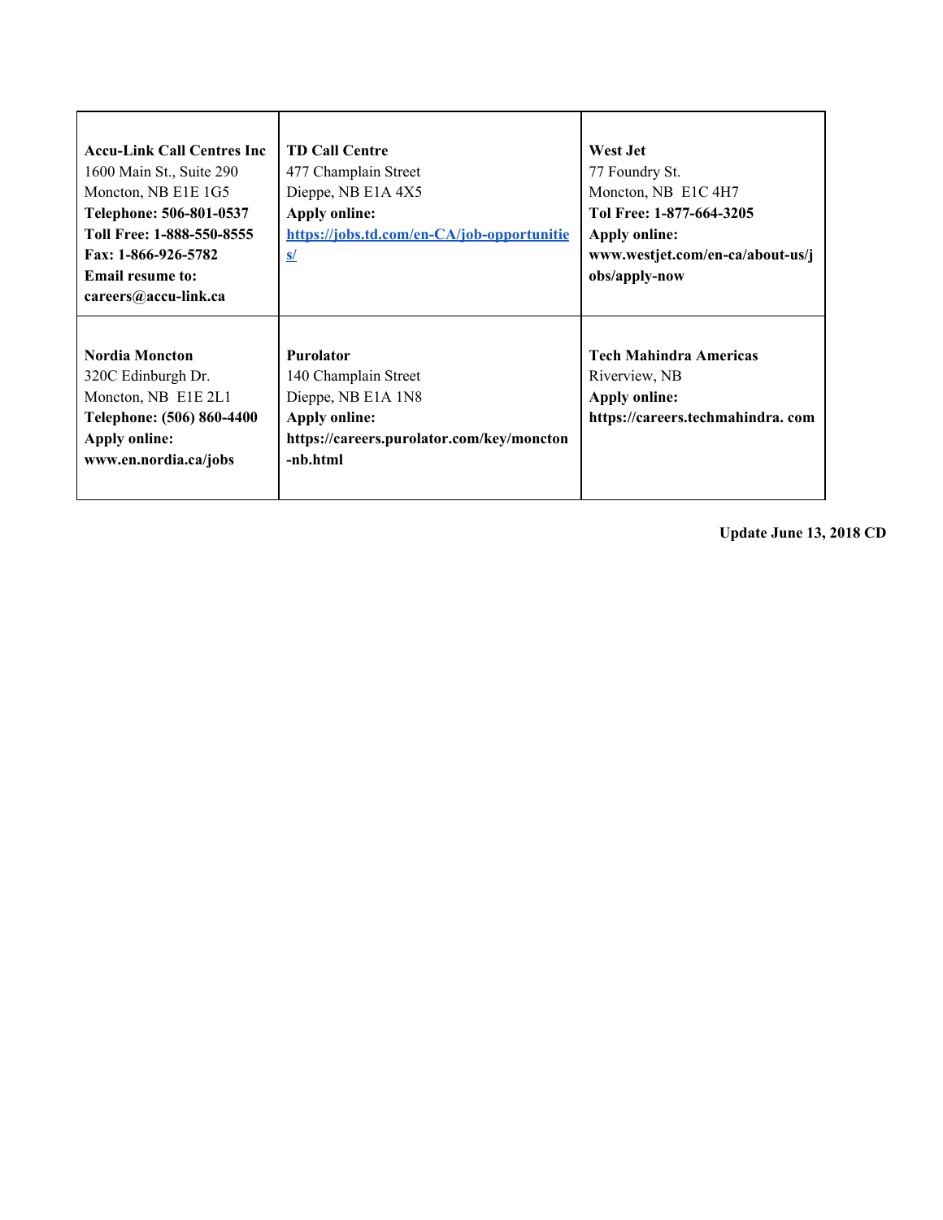| | | |
|---|---|---|
| **Accu-Link Call Centres Inc**<br>1600 Main St., Suite 290<br>Moncton, NB E1E 1G5<br>**Telephone: 506-801-0537**<br>**Toll Free: 1-888-550-8555**<br>**Fax: 1-866-926-5782**<br>**Email resume to: careers@accu-link.ca** | **TD Call Centre**<br>477 Champlain Street<br>Dieppe, NB E1A 4X5<br>**Apply online:**<br>**https://jobs.td.com/en-CA/job-opportunities/** | **West Jet**<br>77 Foundry St.<br>Moncton, NB E1C 4H7<br>**Tol Free: 1-877-664-3205**<br>**Apply online:**<br>**www.westjet.com/en-ca/about-us/jobs/apply-now** |
| **Nordia Moncton**<br>320C Edinburgh Dr.<br>Moncton, NB E1E 2L1<br>**Telephone: (506) 860-4400**<br>**Apply online:**<br>**www.en.nordia.ca/jobs** | **Purolator**<br>140 Champlain Street<br>Dieppe, NB E1A 1N8<br>**Apply online:**<br>**https://careers.purolator.com/key/moncton-nb.html** | **Tech Mahindra Americas**<br>Riverview, NB<br>**Apply online:**<br>**https://careers.techmahindra. com** |

**Update June 13, 2018 CD**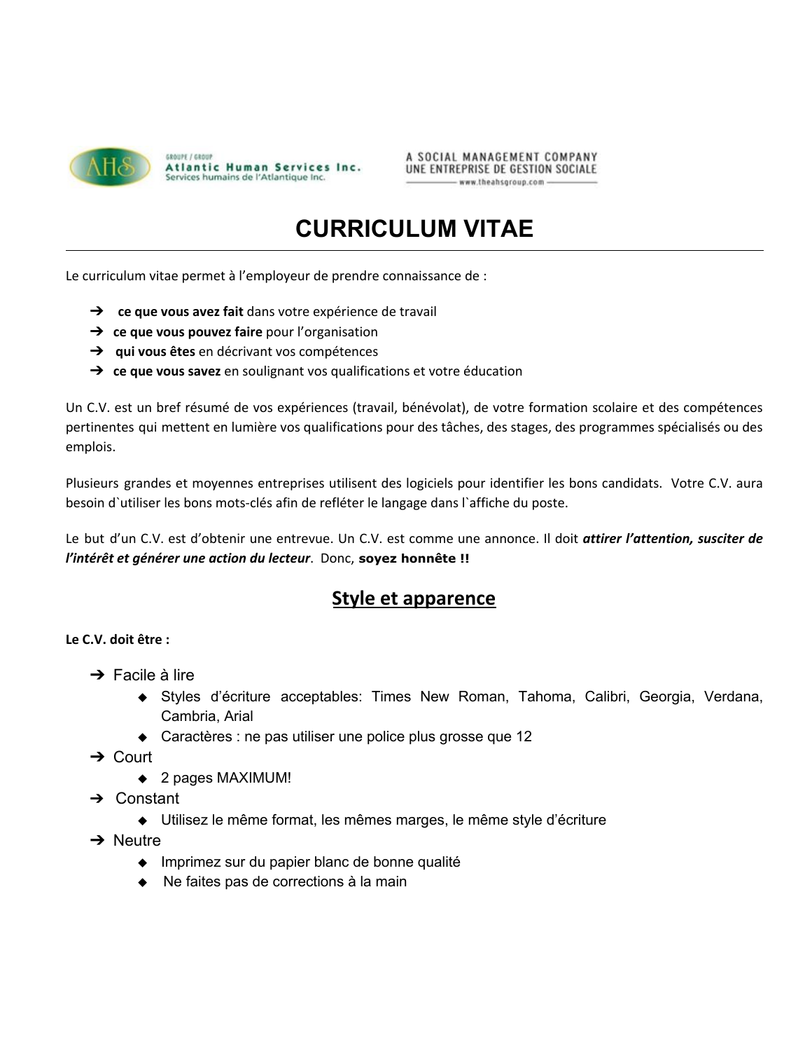# CURRICULUM VITAE

Le curriculum vitae permet à l'employeur de prendre connaissance de :

➔ **ce que vous avez fait** dans votre expérience de travail
➔ **ce que vous pouvez faire** pour l'organisation
➔ **qui vous êtes** en décrivant vos compétences
➔ **ce que vous savez** en soulignant vos qualifications et votre éducation

Un C.V. est un bref résumé de vos expériences (travail, bénévolat), de votre formation scolaire et des compétences pertinentes qui mettent en lumière vos qualifications pour des tâches, des stages, des programmes spécialisés ou des emplois.

Plusieurs grandes et moyennes entreprises utilisent des logiciels pour identifier les bons candidats. Votre C.V. aura besoin d`utiliser les bons mots-clés afin de refléter le langage dans l`affiche du poste.

Le but d'un C.V. est d'obtenir une entrevue. Un C.V. est comme une annonce. Il doit ***attirer l'attention, susciter de l'intérêt et générer une action du lecteur***. Donc, **soyez honnête !!**

## Style et apparence

**Le C.V. doit être :**

➔ Facile à lire
- Styles d'écriture acceptables: Times New Roman, Tahoma, Calibri, Georgia, Verdana, Cambria, Arial
- Caractères : ne pas utiliser une police plus grosse que 12

➔ Court
- 2 pages MAXIMUM!

➔ Constant
- Utilisez le même format, les mêmes marges, le même style d'écriture

➔ Neutre
- Imprimez sur du papier blanc de bonne qualité
- Ne faites pas de corrections à la main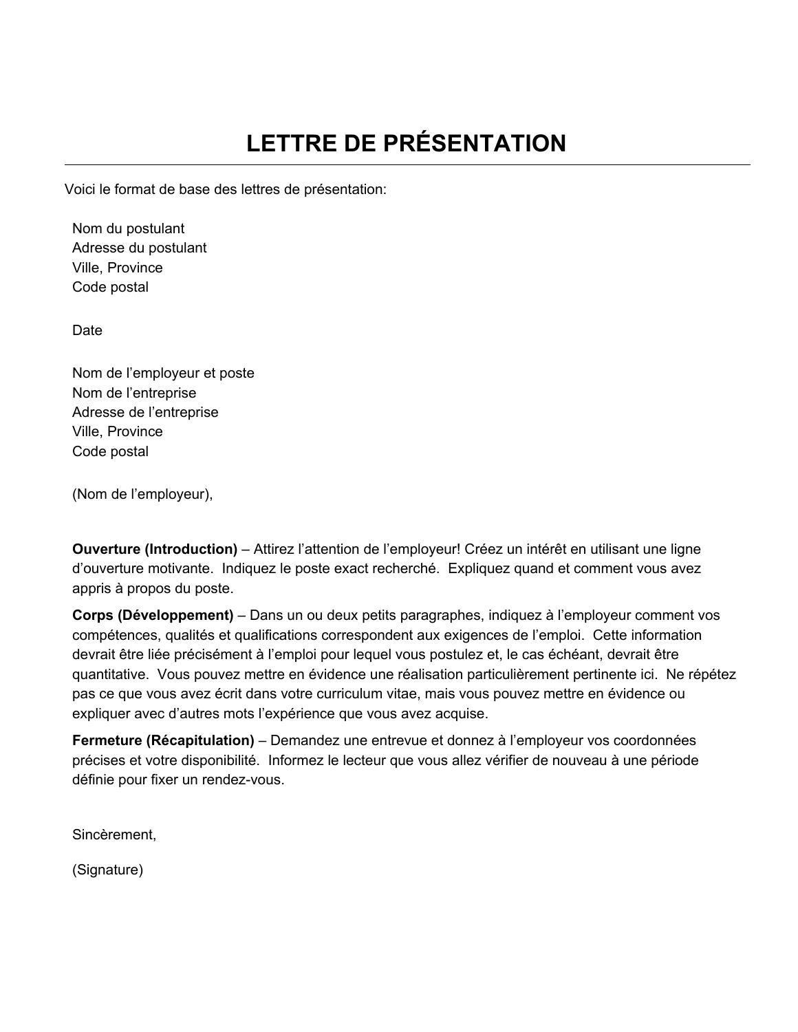# LETTRE DE PRÉSENTATION

Voici le format de base des lettres de présentation:

Nom du postulant
Adresse du postulant
Ville, Province
Code postal

Date

Nom de l'employeur et poste
Nom de l'entreprise
Adresse de l'entreprise
Ville, Province
Code postal

(Nom de l'employeur),

**Ouverture (Introduction)** – Attirez l'attention de l'employeur! Créez un intérêt en utilisant une ligne d'ouverture motivante. Indiquez le poste exact recherché. Expliquez quand et comment vous avez appris à propos du poste.

**Corps (Développement)** – Dans un ou deux petits paragraphes, indiquez à l'employeur comment vos compétences, qualités et qualifications correspondent aux exigences de l'emploi. Cette information devrait être liée précisément à l'emploi pour lequel vous postulez et, le cas échéant, devrait être quantitative. Vous pouvez mettre en évidence une réalisation particulièrement pertinente ici. Ne répétez pas ce que vous avez écrit dans votre curriculum vitae, mais vous pouvez mettre en évidence ou expliquer avec d'autres mots l'expérience que vous avez acquise.

**Fermeture (Récapitulation)** – Demandez une entrevue et donnez à l'employeur vos coordonnées précises et votre disponibilité. Informez le lecteur que vous allez vérifier de nouveau à une période définie pour fixer un rendez-vous.

Sincèrement,

(Signature)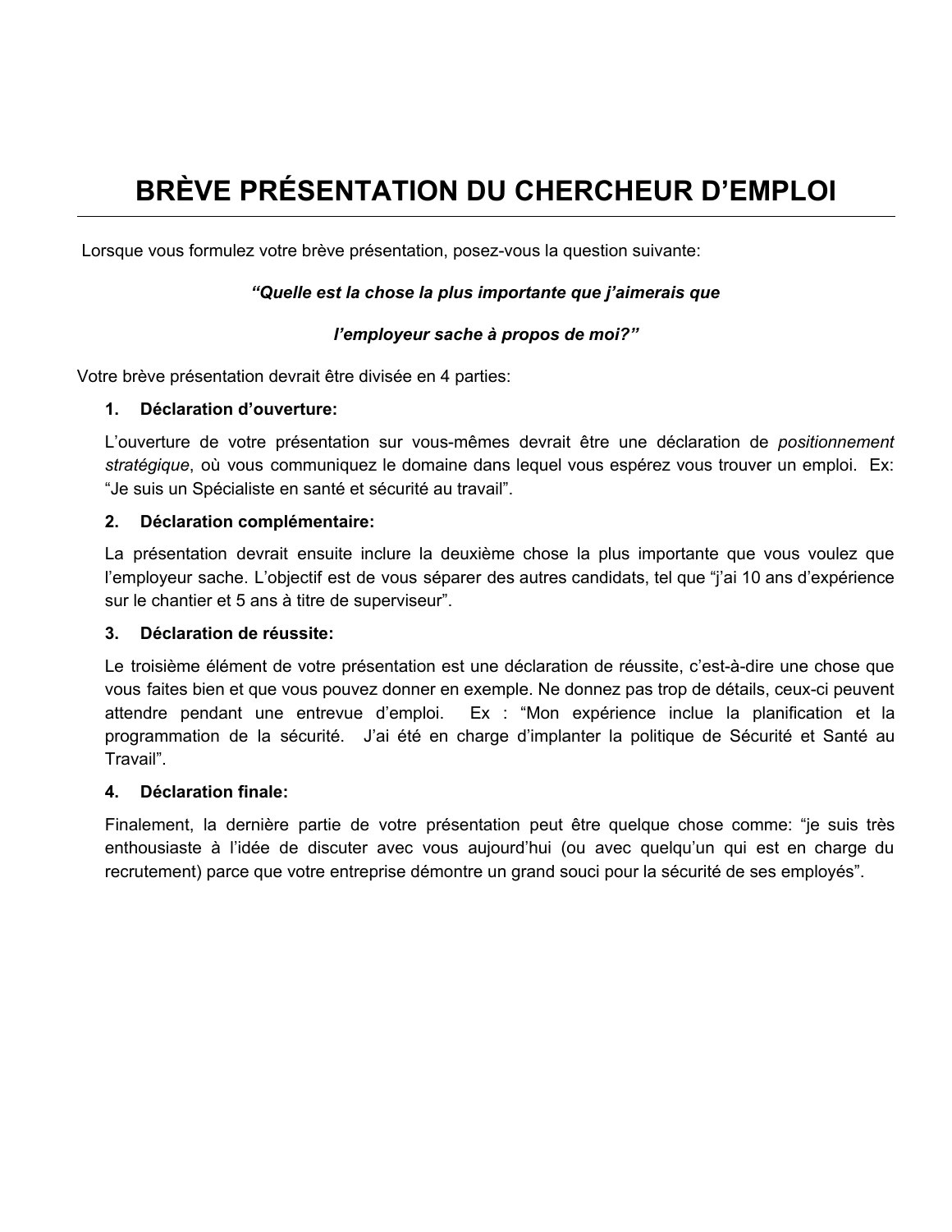# BRÈVE PRÉSENTATION DU CHERCHEUR D'EMPLOI

Lorsque vous formulez votre brève présentation, posez-vous la question suivante:

***"Quelle est la chose la plus importante que j'aimerais que l'employeur sache à propos de moi?"***

Votre brève présentation devrait être divisée en 4 parties:

1. **Déclaration d'ouverture:**

   L'ouverture de votre présentation sur vous-mêmes devrait être une déclaration de *positionnement stratégique*, où vous communiquez le domaine dans lequel vous espérez vous trouver un emploi. Ex: "Je suis un Spécialiste en santé et sécurité au travail".

2. **Déclaration complémentaire:**

   La présentation devrait ensuite inclure la deuxième chose la plus importante que vous voulez que l'employeur sache. L'objectif est de vous séparer des autres candidats, tel que "j'ai 10 ans d'expérience sur le chantier et 5 ans à titre de superviseur".

3. **Déclaration de réussite:**

   Le troisième élément de votre présentation est une déclaration de réussite, c'est-à-dire une chose que vous faites bien et que vous pouvez donner en exemple. Ne donnez pas trop de détails, ceux-ci peuvent attendre pendant une entrevue d'emploi. Ex : "Mon expérience inclue la planification et la programmation de la sécurité. J'ai été en charge d'implanter la politique de Sécurité et Santé au Travail".

4. **Déclaration finale:**

   Finalement, la dernière partie de votre présentation peut être quelque chose comme: "je suis très enthousiaste à l'idée de discuter avec vous aujourd'hui (ou avec quelqu'un qui est en charge du recrutement) parce que votre entreprise démontre un grand souci pour la sécurité de ses employés".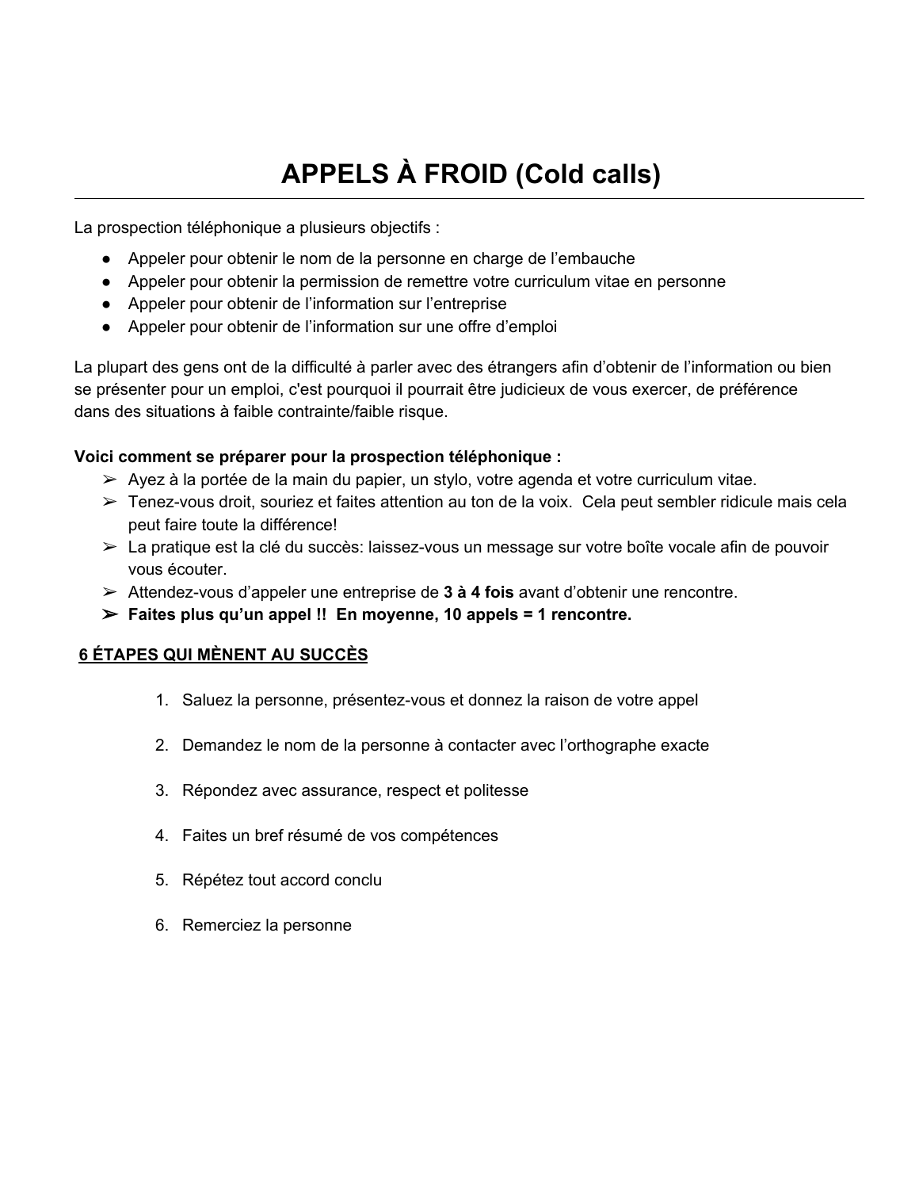# APPELS À FROID (Cold calls)

La prospection téléphonique a plusieurs objectifs :

- Appeler pour obtenir le nom de la personne en charge de l'embauche
- Appeler pour obtenir la permission de remettre votre curriculum vitae en personne
- Appeler pour obtenir de l'information sur l'entreprise
- Appeler pour obtenir de l'information sur une offre d'emploi

La plupart des gens ont de la difficulté à parler avec des étrangers afin d'obtenir de l'information ou bien se présenter pour un emploi, c'est pourquoi il pourrait être judicieux de vous exercer, de préférence dans des situations à faible contrainte/faible risque.

**Voici comment se préparer pour la prospection téléphonique :**

- Ayez à la portée de la main du papier, un stylo, votre agenda et votre curriculum vitae.
- Tenez-vous droit, souriez et faites attention au ton de la voix. Cela peut sembler ridicule mais cela peut faire toute la différence!
- La pratique est la clé du succès: laissez-vous un message sur votre boîte vocale afin de pouvoir vous écouter.
- Attendez-vous d'appeler une entreprise de **3 à 4 fois** avant d'obtenir une rencontre.
- **Faites plus qu'un appel !! En moyenne, 10 appels = 1 rencontre.**

## <u>6 ÉTAPES QUI MÈNENT AU SUCCÈS</u>

1. Saluez la personne, présentez-vous et donnez la raison de votre appel
2. Demandez le nom de la personne à contacter avec l'orthographe exacte
3. Répondez avec assurance, respect et politesse
4. Faites un bref résumé de vos compétences
5. Répétez tout accord conclu
6. Remerciez la personne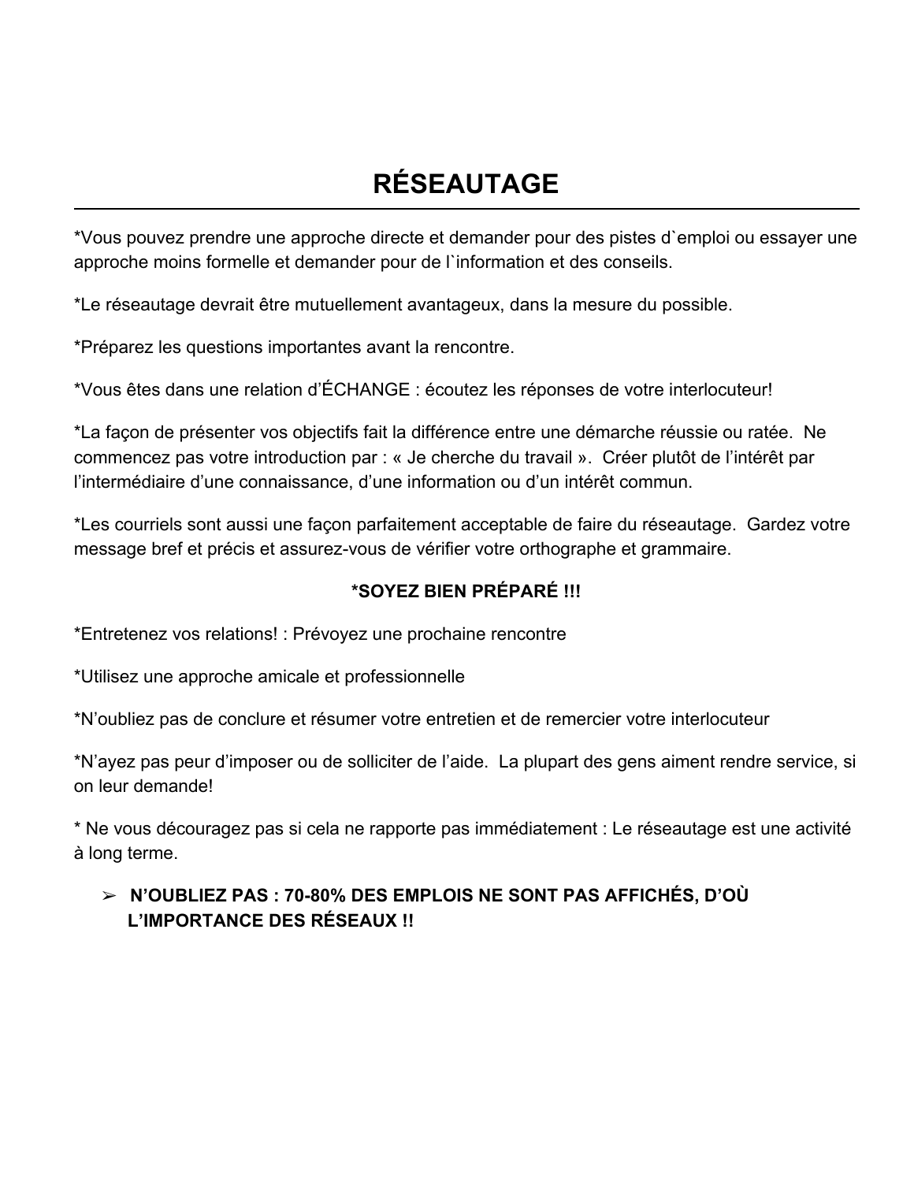# RÉSEAUTAGE

*Vous pouvez prendre une approche directe et demander pour des pistes d`emploi ou essayer une approche moins formelle et demander pour de l`information et des conseils.

*Le réseautage devrait être mutuellement avantageux, dans la mesure du possible.

*Préparez les questions importantes avant la rencontre.

*Vous êtes dans une relation d'ÉCHANGE : écoutez les réponses de votre interlocuteur!

*La façon de présenter vos objectifs fait la différence entre une démarche réussie ou ratée. Ne commencez pas votre introduction par : « Je cherche du travail ». Créer plutôt de l'intérêt par l'intermédiaire d'une connaissance, d'une information ou d'un intérêt commun.

*Les courriels sont aussi une façon parfaitement acceptable de faire du réseautage. Gardez votre message bref et précis et assurez-vous de vérifier votre orthographe et grammaire.

**\*SOYEZ BIEN PRÉPARÉ !!!**

*Entretenez vos relations! : Prévoyez une prochaine rencontre

*Utilisez une approche amicale et professionnelle

*N'oubliez pas de conclure et résumer votre entretien et de remercier votre interlocuteur

*N'ayez pas peur d'imposer ou de solliciter de l'aide. La plupart des gens aiment rendre service, si on leur demande!

* Ne vous découragez pas si cela ne rapporte pas immédiatement : Le réseautage est une activité à long terme.

- **N'OUBLIEZ PAS : 70-80% DES EMPLOIS NE SONT PAS AFFICHÉS, D'OÙ L'IMPORTANCE DES RÉSEAUX !!**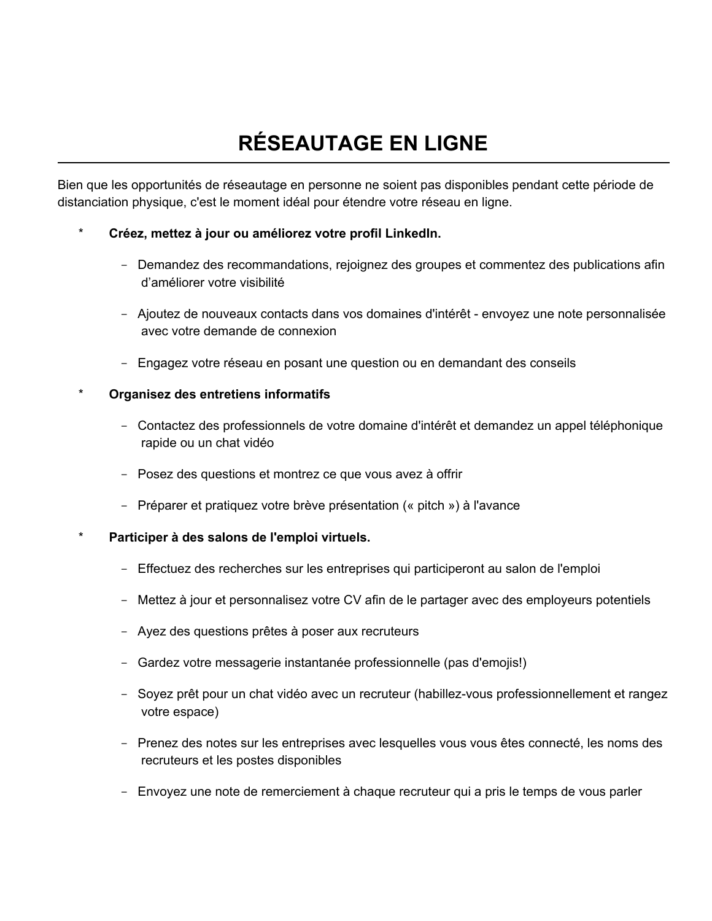# RÉSEAUTAGE EN LIGNE

Bien que les opportunités de réseautage en personne ne soient pas disponibles pendant cette période de distanciation physique, c'est le moment idéal pour étendre votre réseau en ligne.

* **Créez, mettez à jour ou améliorez votre profil LinkedIn.**
    - Demandez des recommandations, rejoignez des groupes et commentez des publications afin d'améliorer votre visibilité
    - Ajoutez de nouveaux contacts dans vos domaines d'intérêt - envoyez une note personnalisée avec votre demande de connexion
    - Engagez votre réseau en posant une question ou en demandant des conseils
* **Organisez des entretiens informatifs**
    - Contactez des professionnels de votre domaine d'intérêt et demandez un appel téléphonique rapide ou un chat vidéo
    - Posez des questions et montrez ce que vous avez à offrir
    - Préparer et pratiquez votre brève présentation (« pitch ») à l'avance
* **Participer à des salons de l'emploi virtuels.**
    - Effectuez des recherches sur les entreprises qui participeront au salon de l'emploi
    - Mettez à jour et personnalisez votre CV afin de le partager avec des employeurs potentiels
    - Ayez des questions prêtes à poser aux recruteurs
    - Gardez votre messagerie instantanée professionnelle (pas d'emojis!)
    - Soyez prêt pour un chat vidéo avec un recruteur (habillez-vous professionnellement et rangez votre espace)
    - Prenez des notes sur les entreprises avec lesquelles vous vous êtes connecté, les noms des recruteurs et les postes disponibles
    - Envoyez une note de remerciement à chaque recruteur qui a pris le temps de vous parler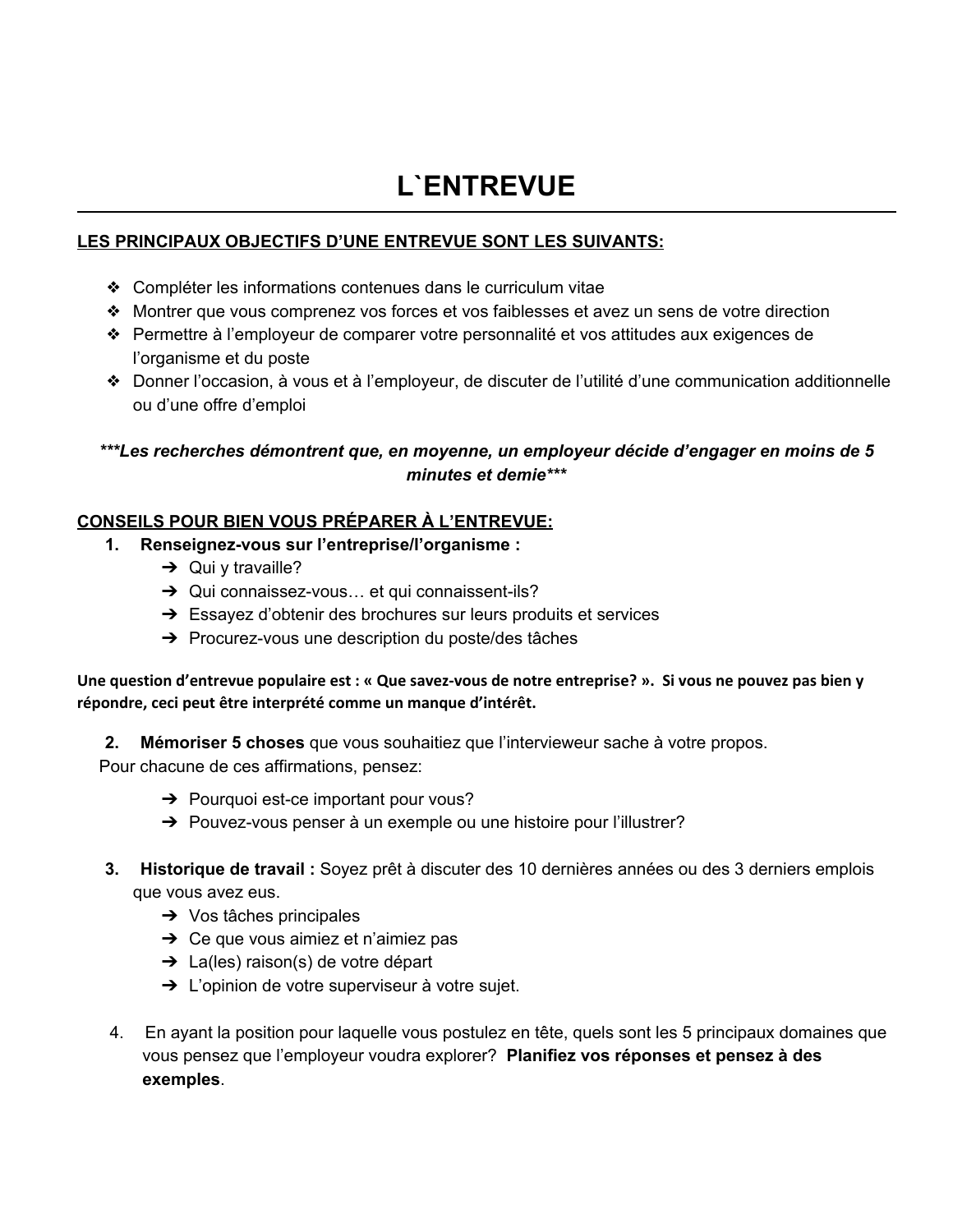# L`ENTREVUE

**LES PRINCIPAUX OBJECTIFS D'UNE ENTREVUE SONT LES SUIVANTS:**

- Compléter les informations contenues dans le curriculum vitae
- Montrer que vous comprenez vos forces et vos faiblesses et avez un sens de votre direction
- Permettre à l'employeur de comparer votre personnalité et vos attitudes aux exigences de l'organisme et du poste
- Donner l'occasion, à vous et à l'employeur, de discuter de l'utilité d'une communication additionnelle ou d'une offre d'emploi

***\*\*\*Les recherches démontrent que, en moyenne, un employeur décide d'engager en moins de 5 minutes et demie\*\*\****

**CONSEILS POUR BIEN VOUS PRÉPARER À L'ENTREVUE:**

1. **Renseignez-vous sur l'entreprise/l'organisme :**
   - Qui y travaille?
   - Qui connaissez-vous… et qui connaissent-ils?
   - Essayez d'obtenir des brochures sur leurs produits et services
   - Procurez-vous une description du poste/des tâches

**Une question d'entrevue populaire est : « Que savez-vous de notre entreprise? ». Si vous ne pouvez pas bien y répondre, ceci peut être interprété comme un manque d'intérêt.**

2. **Mémoriser 5 choses** que vous souhaitiez que l'intervieweur sache à votre propos.
   Pour chacune de ces affirmations, pensez:
   - Pourquoi est-ce important pour vous?
   - Pouvez-vous penser à un exemple ou une histoire pour l'illustrer?

3. **Historique de travail :** Soyez prêt à discuter des 10 dernières années ou des 3 derniers emplois que vous avez eus.
   - Vos tâches principales
   - Ce que vous aimiez et n'aimiez pas
   - La(les) raison(s) de votre départ
   - L'opinion de votre superviseur à votre sujet.

4. En ayant la position pour laquelle vous postulez en tête, quels sont les 5 principaux domaines que vous pensez que l'employeur voudra explorer? **Planifiez vos réponses et pensez à des exemples**.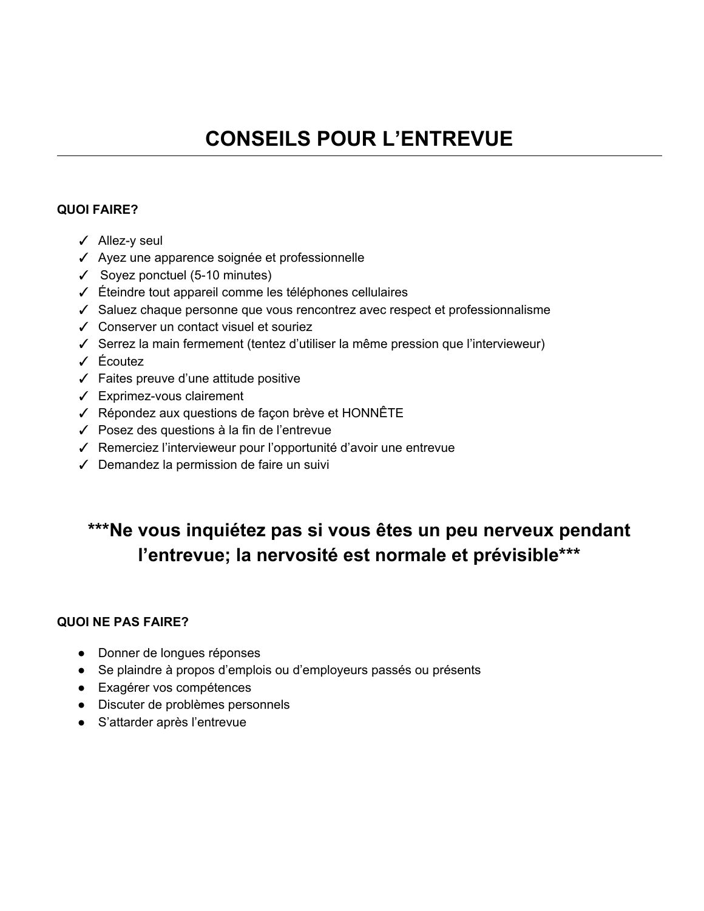# CONSEILS POUR L'ENTREVUE

**QUOI FAIRE?**

- ✓ Allez-y seul
- ✓ Ayez une apparence soignée et professionnelle
- ✓ Soyez ponctuel (5-10 minutes)
- ✓ Éteindre tout appareil comme les téléphones cellulaires
- ✓ Saluez chaque personne que vous rencontrez avec respect et professionnalisme
- ✓ Conserver un contact visuel et souriez
- ✓ Serrez la main fermement (tentez d'utiliser la même pression que l'intervieweur)
- ✓ Écoutez
- ✓ Faites preuve d'une attitude positive
- ✓ Exprimez-vous clairement
- ✓ Répondez aux questions de façon brève et HONNÊTE
- ✓ Posez des questions à la fin de l'entrevue
- ✓ Remerciez l'intervieweur pour l'opportunité d'avoir une entrevue
- ✓ Demandez la permission de faire un suivi

## ***Ne vous inquiétez pas si vous êtes un peu nerveux pendant l'entrevue; la nervosité est normale et prévisible***

**QUOI NE PAS FAIRE?**

- Donner de longues réponses
- Se plaindre à propos d'emplois ou d'employeurs passés ou présents
- Exagérer vos compétences
- Discuter de problèmes personnels
- S'attarder après l'entrevue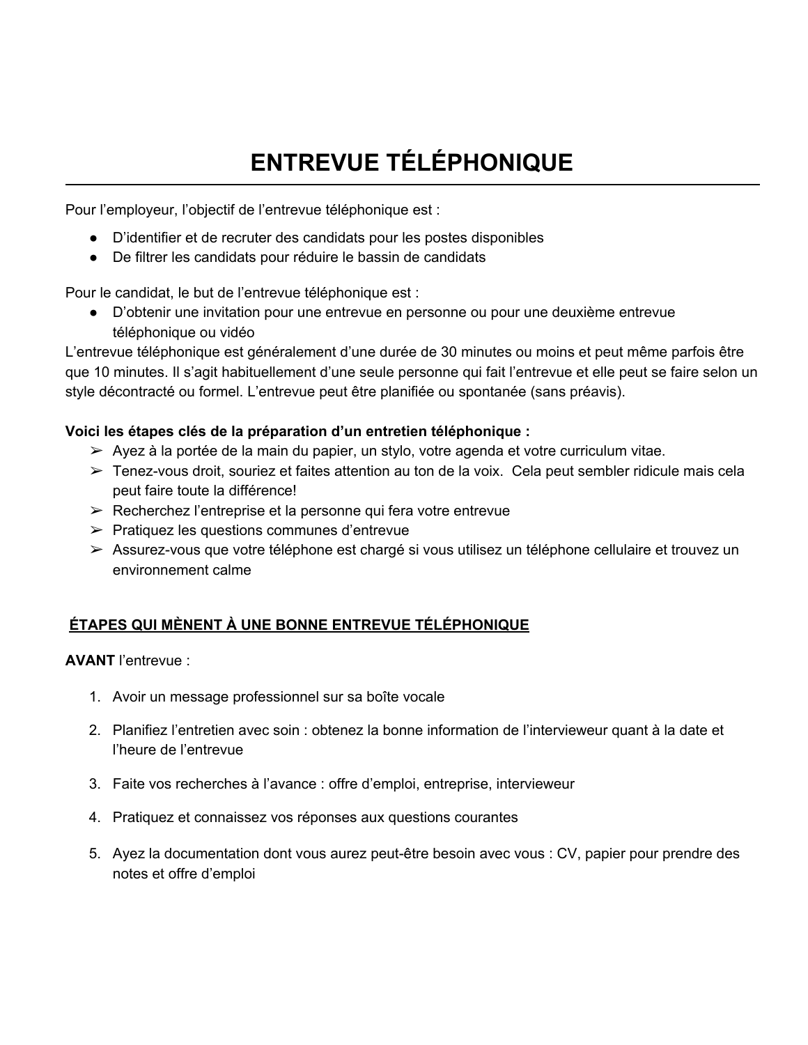# ENTREVUE TÉLÉPHONIQUE

Pour l'employeur, l'objectif de l'entrevue téléphonique est :

- D'identifier et de recruter des candidats pour les postes disponibles
- De filtrer les candidats pour réduire le bassin de candidats

Pour le candidat, le but de l'entrevue téléphonique est :

- D'obtenir une invitation pour une entrevue en personne ou pour une deuxième entrevue téléphonique ou vidéo

L'entrevue téléphonique est généralement d'une durée de 30 minutes ou moins et peut même parfois être que 10 minutes. Il s'agit habituellement d'une seule personne qui fait l'entrevue et elle peut se faire selon un style décontracté ou formel. L'entrevue peut être planifiée ou spontanée (sans préavis).

**Voici les étapes clés de la préparation d'un entretien téléphonique :**

- Ayez à la portée de la main du papier, un stylo, votre agenda et votre curriculum vitae.
- Tenez-vous droit, souriez et faites attention au ton de la voix. Cela peut sembler ridicule mais cela peut faire toute la différence!
- Recherchez l'entreprise et la personne qui fera votre entrevue
- Pratiquez les questions communes d'entrevue
- Assurez-vous que votre téléphone est chargé si vous utilisez un téléphone cellulaire et trouvez un environnement calme

## ÉTAPES QUI MÈNENT À UNE BONNE ENTREVUE TÉLÉPHONIQUE

**AVANT** l'entrevue :

1. Avoir un message professionnel sur sa boîte vocale
2. Planifiez l'entretien avec soin : obtenez la bonne information de l'intervieweur quant à la date et l'heure de l'entrevue
3. Faite vos recherches à l'avance : offre d'emploi, entreprise, intervieweur
4. Pratiquez et connaissez vos réponses aux questions courantes
5. Ayez la documentation dont vous aurez peut-être besoin avec vous : CV, papier pour prendre des notes et offre d'emploi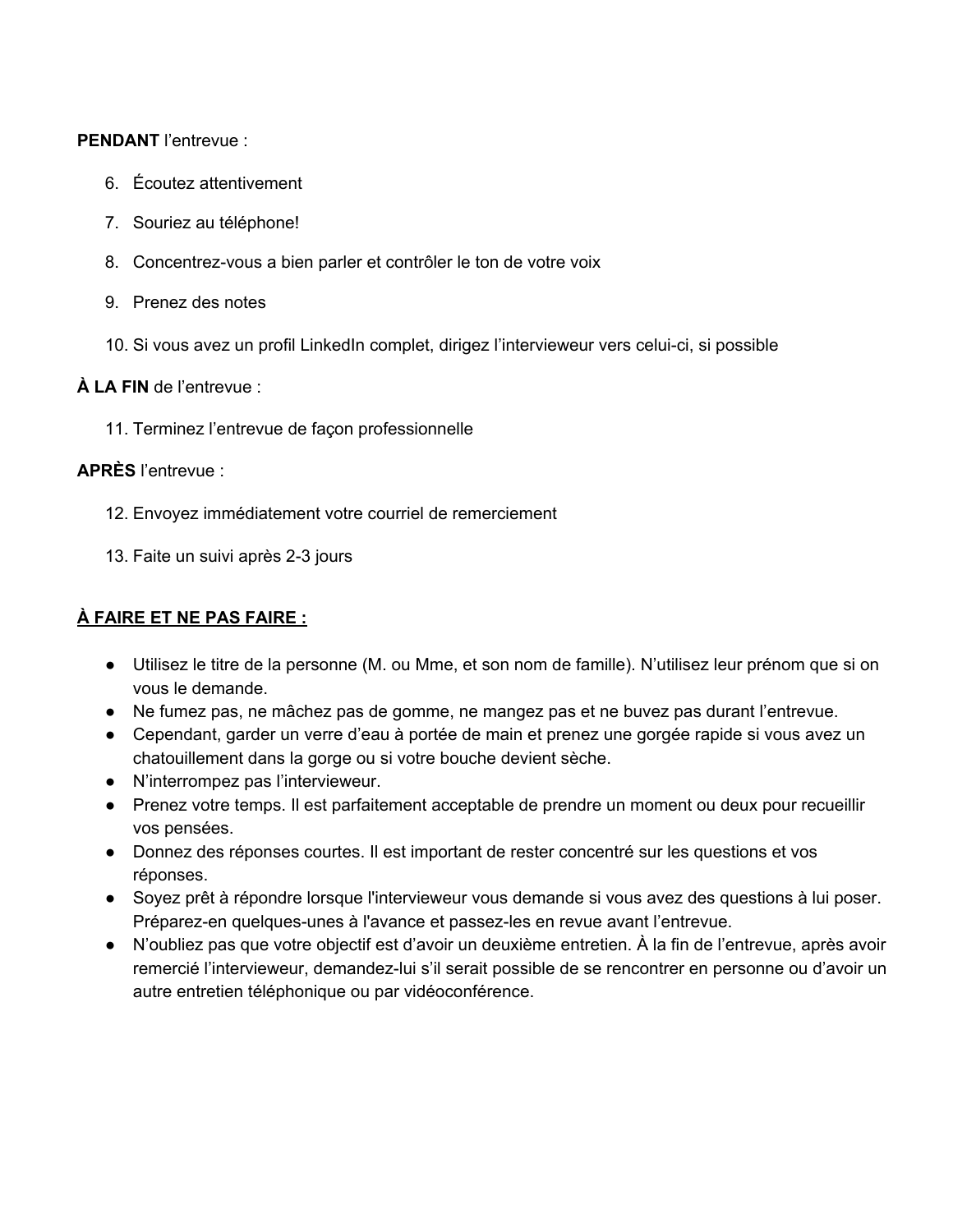**PENDANT** l'entrevue :

6. Écoutez attentivement
7. Souriez au téléphone!
8. Concentrez-vous a bien parler et contrôler le ton de votre voix
9. Prenez des notes
10. Si vous avez un profil LinkedIn complet, dirigez l'intervieweur vers celui-ci, si possible

**À LA FIN** de l'entrevue :

11. Terminez l'entrevue de façon professionnelle

**APRÈS** l'entrevue :

12. Envoyez immédiatement votre courriel de remerciement
13. Faite un suivi après 2-3 jours

**À FAIRE ET NE PAS FAIRE :**

- Utilisez le titre de la personne (M. ou Mme, et son nom de famille). N'utilisez leur prénom que si on vous le demande.
- Ne fumez pas, ne mâchez pas de gomme, ne mangez pas et ne buvez pas durant l'entrevue.
- Cependant, garder un verre d'eau à portée de main et prenez une gorgée rapide si vous avez un chatouillement dans la gorge ou si votre bouche devient sèche.
- N'interrompez pas l'intervieweur.
- Prenez votre temps. Il est parfaitement acceptable de prendre un moment ou deux pour recueillir vos pensées.
- Donnez des réponses courtes. Il est important de rester concentré sur les questions et vos réponses.
- Soyez prêt à répondre lorsque l'intervieweur vous demande si vous avez des questions à lui poser. Préparez-en quelques-unes à l'avance et passez-les en revue avant l'entrevue.
- N'oubliez pas que votre objectif est d'avoir un deuxième entretien. À la fin de l'entrevue, après avoir remercié l'intervieweur, demandez-lui s'il serait possible de se rencontrer en personne ou d'avoir un autre entretien téléphonique ou par vidéoconférence.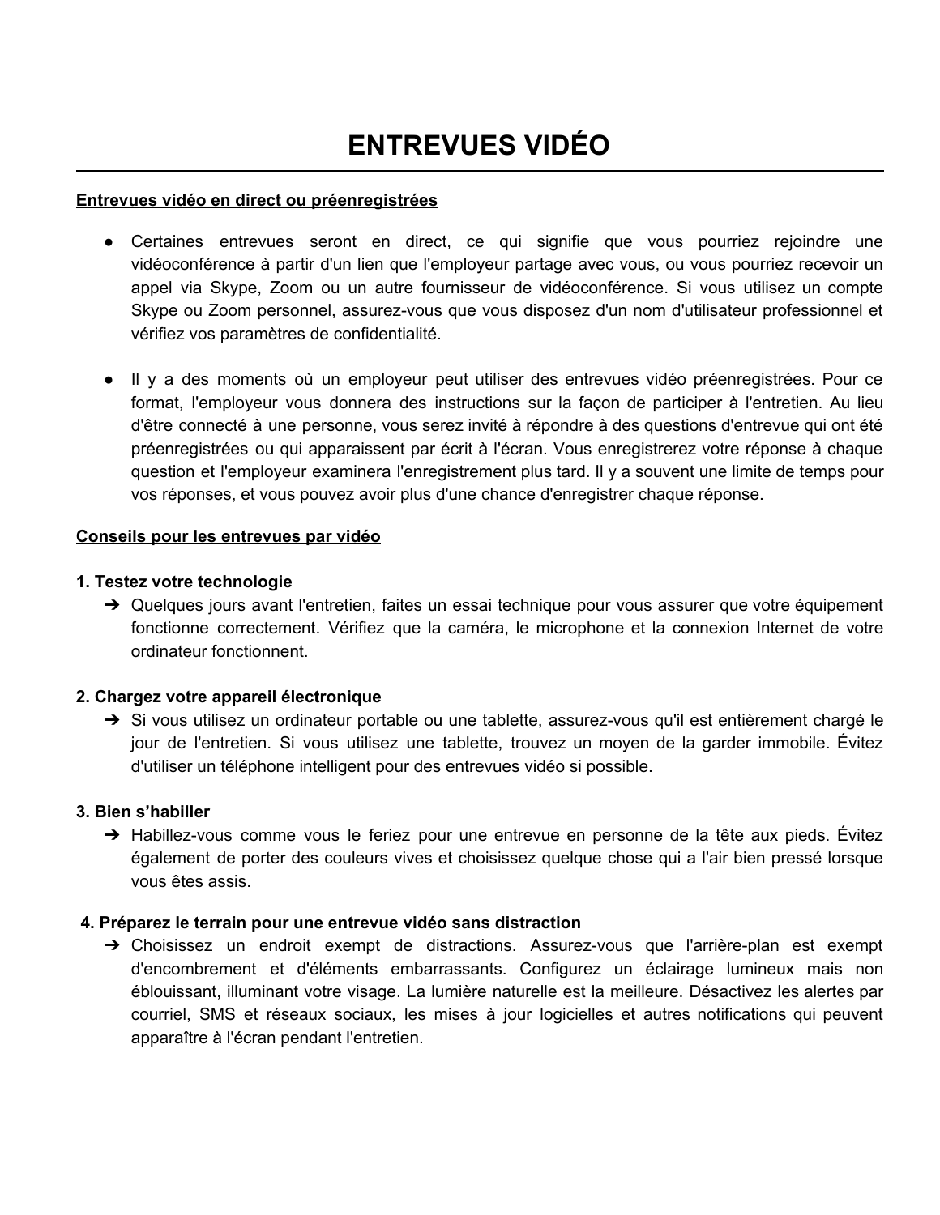# ENTREVUES VIDÉO

**Entrevues vidéo en direct ou préenregistrées**

- Certaines entrevues seront en direct, ce qui signifie que vous pourriez rejoindre une vidéoconférence à partir d'un lien que l'employeur partage avec vous, ou vous pourriez recevoir un appel via Skype, Zoom ou un autre fournisseur de vidéoconférence. Si vous utilisez un compte Skype ou Zoom personnel, assurez-vous que vous disposez d'un nom d'utilisateur professionnel et vérifiez vos paramètres de confidentialité.

- Il y a des moments où un employeur peut utiliser des entrevues vidéo préenregistrées. Pour ce format, l'employeur vous donnera des instructions sur la façon de participer à l'entretien. Au lieu d'être connecté à une personne, vous serez invité à répondre à des questions d'entrevue qui ont été préenregistrées ou qui apparaissent par écrit à l'écran. Vous enregistrerez votre réponse à chaque question et l'employeur examinera l'enregistrement plus tard. Il y a souvent une limite de temps pour vos réponses, et vous pouvez avoir plus d'une chance d'enregistrer chaque réponse.

**Conseils pour les entrevues par vidéo**

**1. Testez votre technologie**

➔ Quelques jours avant l'entretien, faites un essai technique pour vous assurer que votre équipement fonctionne correctement. Vérifiez que la caméra, le microphone et la connexion Internet de votre ordinateur fonctionnent.

**2. Chargez votre appareil électronique**

➔ Si vous utilisez un ordinateur portable ou une tablette, assurez-vous qu'il est entièrement chargé le jour de l'entretien. Si vous utilisez une tablette, trouvez un moyen de la garder immobile. Évitez d'utiliser un téléphone intelligent pour des entrevues vidéo si possible.

**3. Bien s'habiller**

➔ Habillez-vous comme vous le feriez pour une entrevue en personne de la tête aux pieds. Évitez également de porter des couleurs vives et choisissez quelque chose qui a l'air bien pressé lorsque vous êtes assis.

**4. Préparez le terrain pour une entrevue vidéo sans distraction**

➔ Choisissez un endroit exempt de distractions. Assurez-vous que l'arrière-plan est exempt d'encombrement et d'éléments embarrassants. Configurez un éclairage lumineux mais non éblouissant, illuminant votre visage. La lumière naturelle est la meilleure. Désactivez les alertes par courriel, SMS et réseaux sociaux, les mises à jour logicielles et autres notifications qui peuvent apparaître à l'écran pendant l'entretien.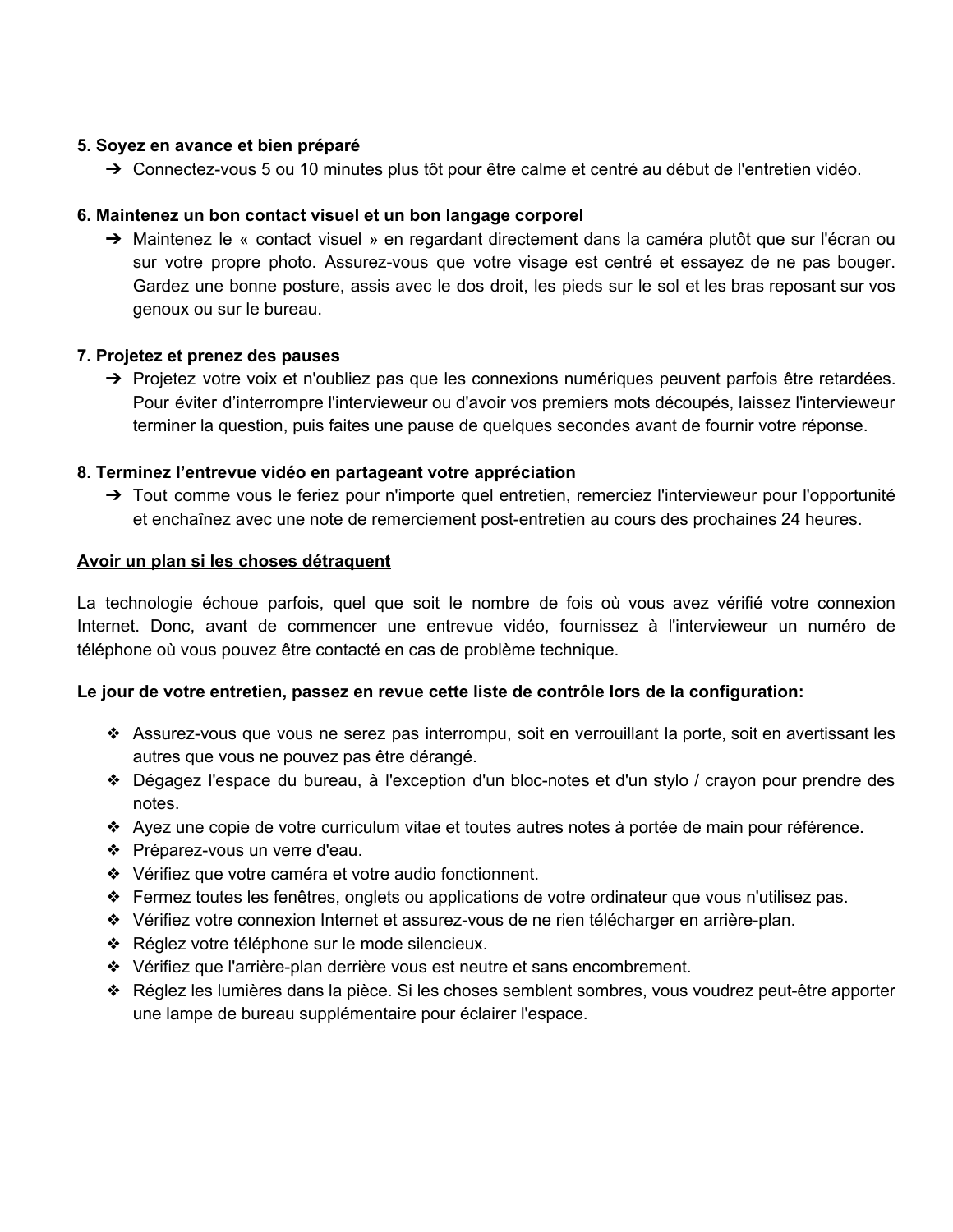**5. Soyez en avance et bien préparé**

- ➔ Connectez-vous 5 ou 10 minutes plus tôt pour être calme et centré au début de l'entretien vidéo.

**6. Maintenez un bon contact visuel et un bon langage corporel**

- ➔ Maintenez le « contact visuel » en regardant directement dans la caméra plutôt que sur l'écran ou sur votre propre photo. Assurez-vous que votre visage est centré et essayez de ne pas bouger. Gardez une bonne posture, assis avec le dos droit, les pieds sur le sol et les bras reposant sur vos genoux ou sur le bureau.

**7. Projetez et prenez des pauses**

- ➔ Projetez votre voix et n'oubliez pas que les connexions numériques peuvent parfois être retardées. Pour éviter d'interrompre l'intervieweur ou d'avoir vos premiers mots découpés, laissez l'intervieweur terminer la question, puis faites une pause de quelques secondes avant de fournir votre réponse.

**8. Terminez l'entrevue vidéo en partageant votre appréciation**

- ➔ Tout comme vous le feriez pour n'importe quel entretien, remerciez l'intervieweur pour l'opportunité et enchaînez avec une note de remerciement post-entretien au cours des prochaines 24 heures.

**<u>Avoir un plan si les choses détraquent</u>**

La technologie échoue parfois, quel que soit le nombre de fois où vous avez vérifié votre connexion Internet. Donc, avant de commencer une entrevue vidéo, fournissez à l'intervieweur un numéro de téléphone où vous pouvez être contacté en cas de problème technique.

**Le jour de votre entretien, passez en revue cette liste de contrôle lors de la configuration:**

- ❖ Assurez-vous que vous ne serez pas interrompu, soit en verrouillant la porte, soit en avertissant les autres que vous ne pouvez pas être dérangé.
- ❖ Dégagez l'espace du bureau, à l'exception d'un bloc-notes et d'un stylo / crayon pour prendre des notes.
- ❖ Ayez une copie de votre curriculum vitae et toutes autres notes à portée de main pour référence.
- ❖ Préparez-vous un verre d'eau.
- ❖ Vérifiez que votre caméra et votre audio fonctionnent.
- ❖ Fermez toutes les fenêtres, onglets ou applications de votre ordinateur que vous n'utilisez pas.
- ❖ Vérifiez votre connexion Internet et assurez-vous de ne rien télécharger en arrière-plan.
- ❖ Réglez votre téléphone sur le mode silencieux.
- ❖ Vérifiez que l'arrière-plan derrière vous est neutre et sans encombrement.
- ❖ Réglez les lumières dans la pièce. Si les choses semblent sombres, vous voudrez peut-être apporter une lampe de bureau supplémentaire pour éclairer l'espace.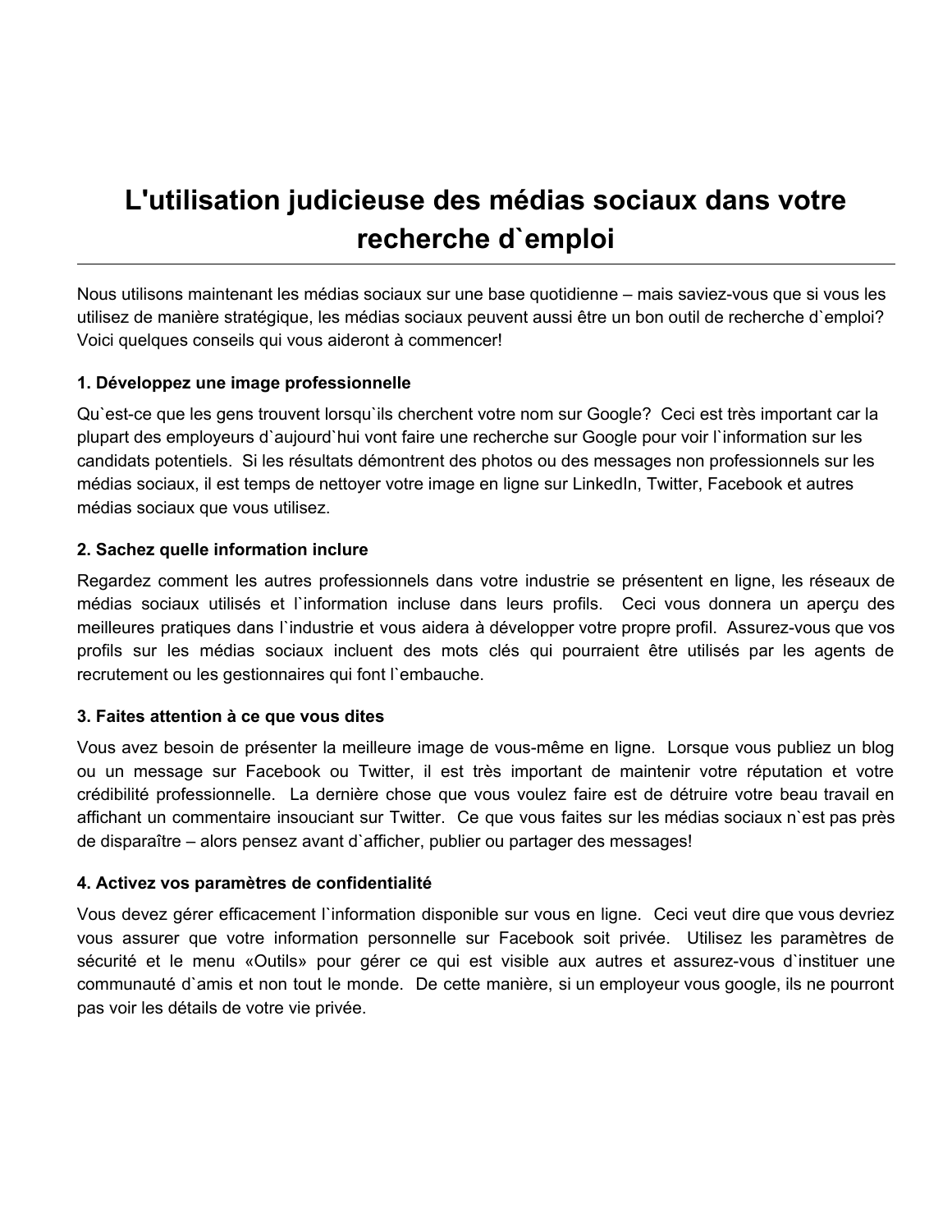# L'utilisation judicieuse des médias sociaux dans votre recherche d`emploi

---

Nous utilisons maintenant les médias sociaux sur une base quotidienne – mais saviez-vous que si vous les utilisez de manière stratégique, les médias sociaux peuvent aussi être un bon outil de recherche d`emploi? Voici quelques conseils qui vous aideront à commencer!

**1. Développez une image professionnelle**

Qu`est-ce que les gens trouvent lorsqu`ils cherchent votre nom sur Google? Ceci est très important car la plupart des employeurs d`aujourd`hui vont faire une recherche sur Google pour voir l`information sur les candidats potentiels. Si les résultats démontrent des photos ou des messages non professionnels sur les médias sociaux, il est temps de nettoyer votre image en ligne sur LinkedIn, Twitter, Facebook et autres médias sociaux que vous utilisez.

**2. Sachez quelle information inclure**

Regardez comment les autres professionnels dans votre industrie se présentent en ligne, les réseaux de médias sociaux utilisés et l`information incluse dans leurs profils. Ceci vous donnera un aperçu des meilleures pratiques dans l`industrie et vous aidera à développer votre propre profil. Assurez-vous que vos profils sur les médias sociaux incluent des mots clés qui pourraient être utilisés par les agents de recrutement ou les gestionnaires qui font l`embauche.

**3. Faites attention à ce que vous dites**

Vous avez besoin de présenter la meilleure image de vous-même en ligne. Lorsque vous publiez un blog ou un message sur Facebook ou Twitter, il est très important de maintenir votre réputation et votre crédibilité professionnelle. La dernière chose que vous voulez faire est de détruire votre beau travail en affichant un commentaire insouciant sur Twitter. Ce que vous faites sur les médias sociaux n`est pas près de disparaître – alors pensez avant d`afficher, publier ou partager des messages!

**4. Activez vos paramètres de confidentialité**

Vous devez gérer efficacement l`information disponible sur vous en ligne. Ceci veut dire que vous devriez vous assurer que votre information personnelle sur Facebook soit privée. Utilisez les paramètres de sécurité et le menu «Outils» pour gérer ce qui est visible aux autres et assurez-vous d`instituer une communauté d`amis et non tout le monde. De cette manière, si un employeur vous google, ils ne pourront pas voir les détails de votre vie privée.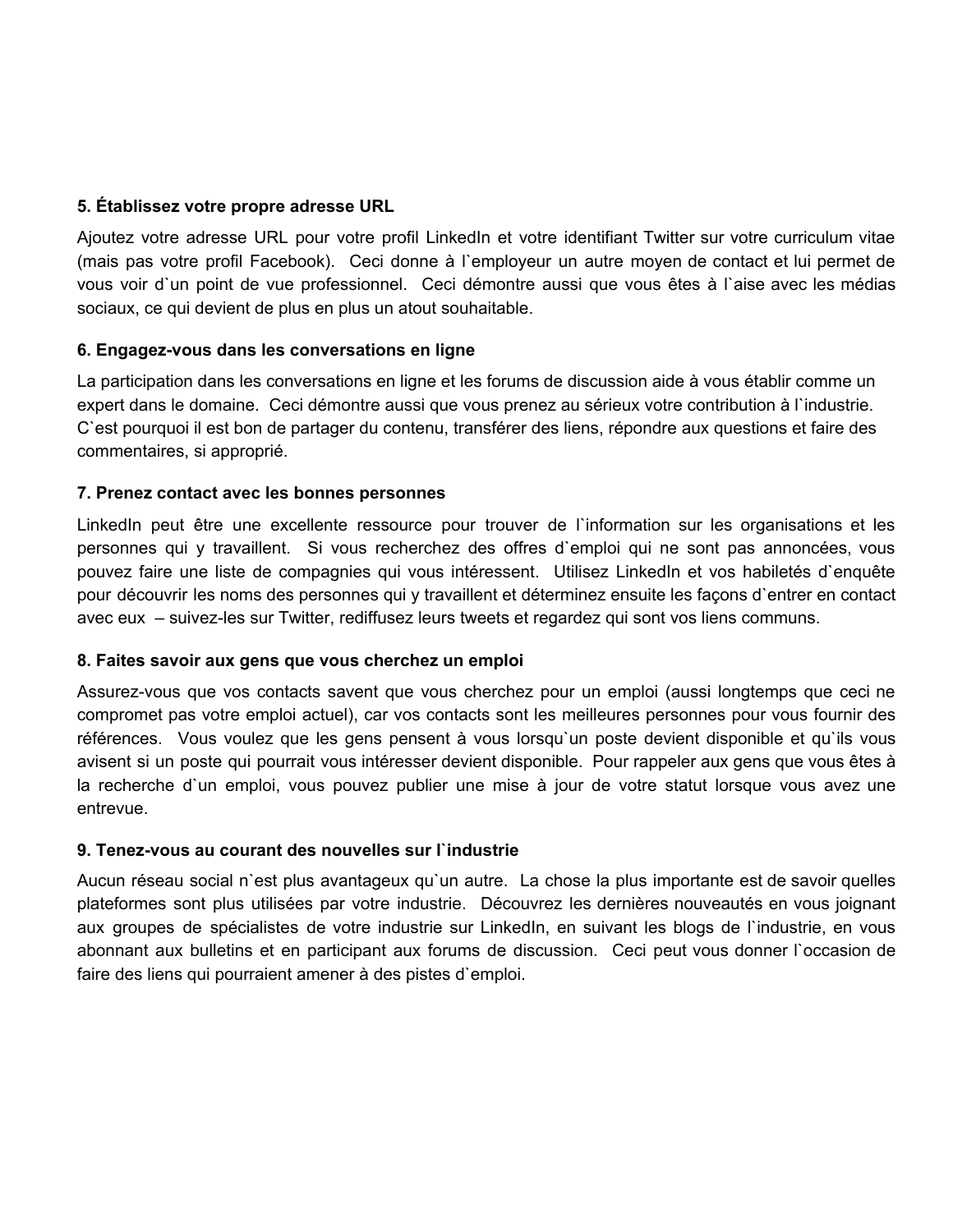**5. Établissez votre propre adresse URL**

Ajoutez votre adresse URL pour votre profil LinkedIn et votre identifiant Twitter sur votre curriculum vitae (mais pas votre profil Facebook). Ceci donne à l`employeur un autre moyen de contact et lui permet de vous voir d`un point de vue professionnel. Ceci démontre aussi que vous êtes à l`aise avec les médias sociaux, ce qui devient de plus en plus un atout souhaitable.

**6. Engagez-vous dans les conversations en ligne**

La participation dans les conversations en ligne et les forums de discussion aide à vous établir comme un expert dans le domaine. Ceci démontre aussi que vous prenez au sérieux votre contribution à l`industrie. C`est pourquoi il est bon de partager du contenu, transférer des liens, répondre aux questions et faire des commentaires, si approprié.

**7. Prenez contact avec les bonnes personnes**

LinkedIn peut être une excellente ressource pour trouver de l`information sur les organisations et les personnes qui y travaillent. Si vous recherchez des offres d`emploi qui ne sont pas annoncées, vous pouvez faire une liste de compagnies qui vous intéressent. Utilisez LinkedIn et vos habiletés d`enquête pour découvrir les noms des personnes qui y travaillent et déterminez ensuite les façons d`entrer en contact avec eux – suivez-les sur Twitter, rediffusez leurs tweets et regardez qui sont vos liens communs.

**8. Faites savoir aux gens que vous cherchez un emploi**

Assurez-vous que vos contacts savent que vous cherchez pour un emploi (aussi longtemps que ceci ne compromet pas votre emploi actuel), car vos contacts sont les meilleures personnes pour vous fournir des références. Vous voulez que les gens pensent à vous lorsqu`un poste devient disponible et qu`ils vous avisent si un poste qui pourrait vous intéresser devient disponible. Pour rappeler aux gens que vous êtes à la recherche d`un emploi, vous pouvez publier une mise à jour de votre statut lorsque vous avez une entrevue.

**9. Tenez-vous au courant des nouvelles sur l`industrie**

Aucun réseau social n`est plus avantageux qu`un autre. La chose la plus importante est de savoir quelles plateformes sont plus utilisées par votre industrie. Découvrez les dernières nouveautés en vous joignant aux groupes de spécialistes de votre industrie sur LinkedIn, en suivant les blogs de l`industrie, en vous abonnant aux bulletins et en participant aux forums de discussion. Ceci peut vous donner l`occasion de faire des liens qui pourraient amener à des pistes d`emploi.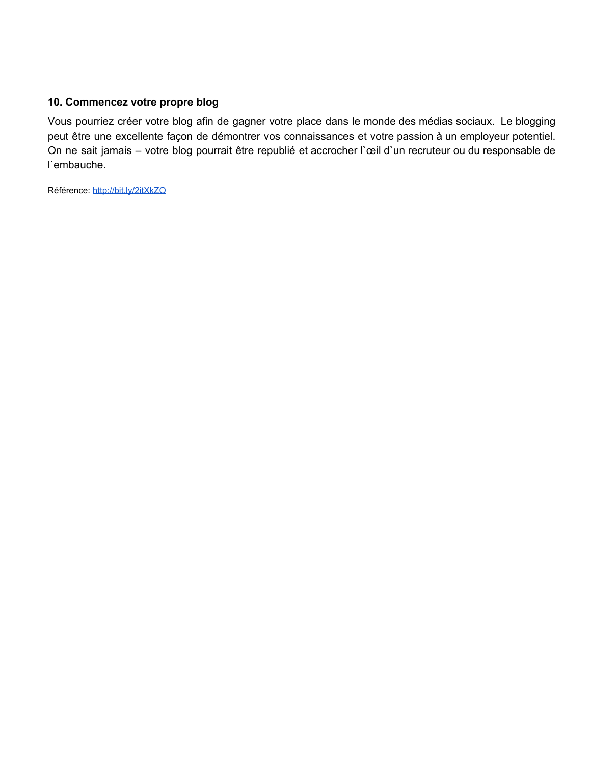**10. Commencez votre propre blog**

Vous pourriez créer votre blog afin de gagner votre place dans le monde des médias sociaux. Le blogging peut être une excellente façon de démontrer vos connaissances et votre passion à un employeur potentiel. On ne sait jamais – votre blog pourrait être republié et accrocher l`œil d`un recruteur ou du responsable de l`embauche.

Référence: http://bit.ly/2itXkZO